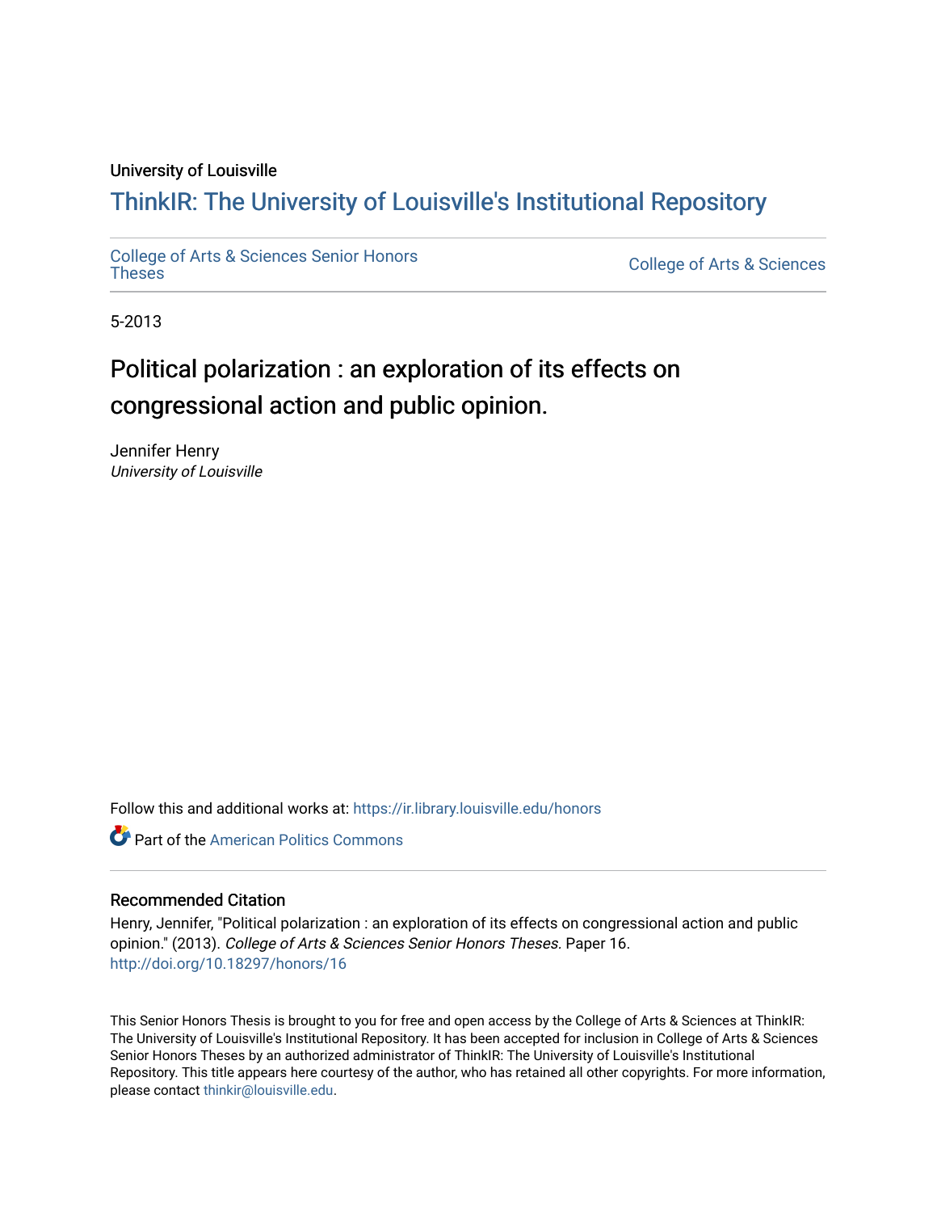University of Louisville

# ThinkIR: The University of Louisville's Institutional Repository

College of Arts & Sciences Senior Honors Theses

College of Arts & Sciences

5-2013

# Political polarization : an exploration of its effects on congressional action and public opinion.

Jennifer Henry
*University of Louisville*

Follow this and additional works at: https://ir.library.louisville.edu/honors

Part of the American Politics Commons

## Recommended Citation

Henry, Jennifer, "Political polarization : an exploration of its effects on congressional action and public opinion." (2013). *College of Arts & Sciences Senior Honors Theses*. Paper 16.
http://doi.org/10.18297/honors/16

This Senior Honors Thesis is brought to you for free and open access by the College of Arts & Sciences at ThinkIR: The University of Louisville's Institutional Repository. It has been accepted for inclusion in College of Arts & Sciences Senior Honors Theses by an authorized administrator of ThinkIR: The University of Louisville's Institutional Repository. This title appears here courtesy of the author, who has retained all other copyrights. For more information, please contact thinkir@louisville.edu.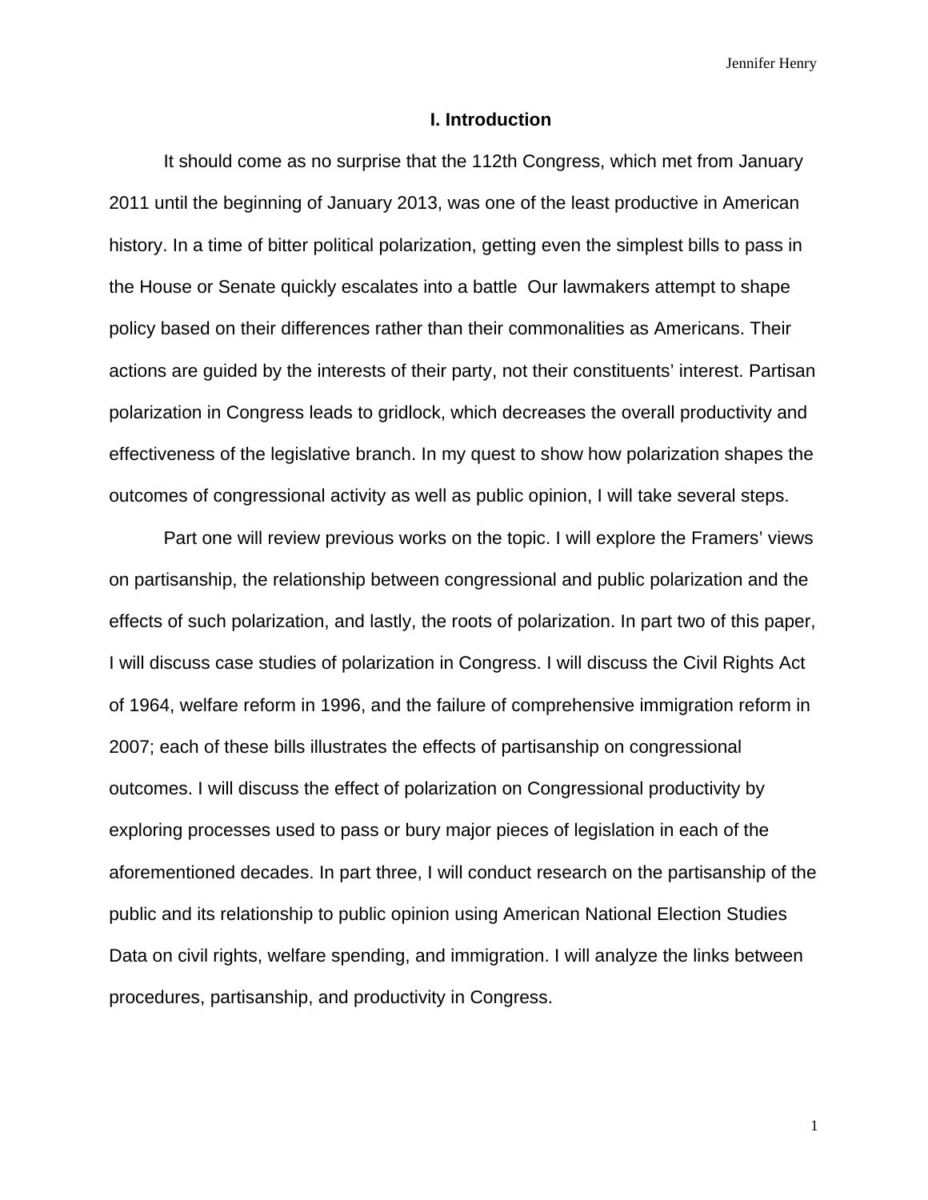## I. Introduction

It should come as no surprise that the 112th Congress, which met from January 2011 until the beginning of January 2013, was one of the least productive in American history. In a time of bitter political polarization, getting even the simplest bills to pass in the House or Senate quickly escalates into a battle  Our lawmakers attempt to shape policy based on their differences rather than their commonalities as Americans. Their actions are guided by the interests of their party, not their constituents' interest. Partisan polarization in Congress leads to gridlock, which decreases the overall productivity and effectiveness of the legislative branch. In my quest to show how polarization shapes the outcomes of congressional activity as well as public opinion, I will take several steps.

Part one will review previous works on the topic. I will explore the Framers' views on partisanship, the relationship between congressional and public polarization and the effects of such polarization, and lastly, the roots of polarization. In part two of this paper, I will discuss case studies of polarization in Congress. I will discuss the Civil Rights Act of 1964, welfare reform in 1996, and the failure of comprehensive immigration reform in 2007; each of these bills illustrates the effects of partisanship on congressional outcomes. I will discuss the effect of polarization on Congressional productivity by exploring processes used to pass or bury major pieces of legislation in each of the aforementioned decades. In part three, I will conduct research on the partisanship of the public and its relationship to public opinion using American National Election Studies Data on civil rights, welfare spending, and immigration. I will analyze the links between procedures, partisanship, and productivity in Congress.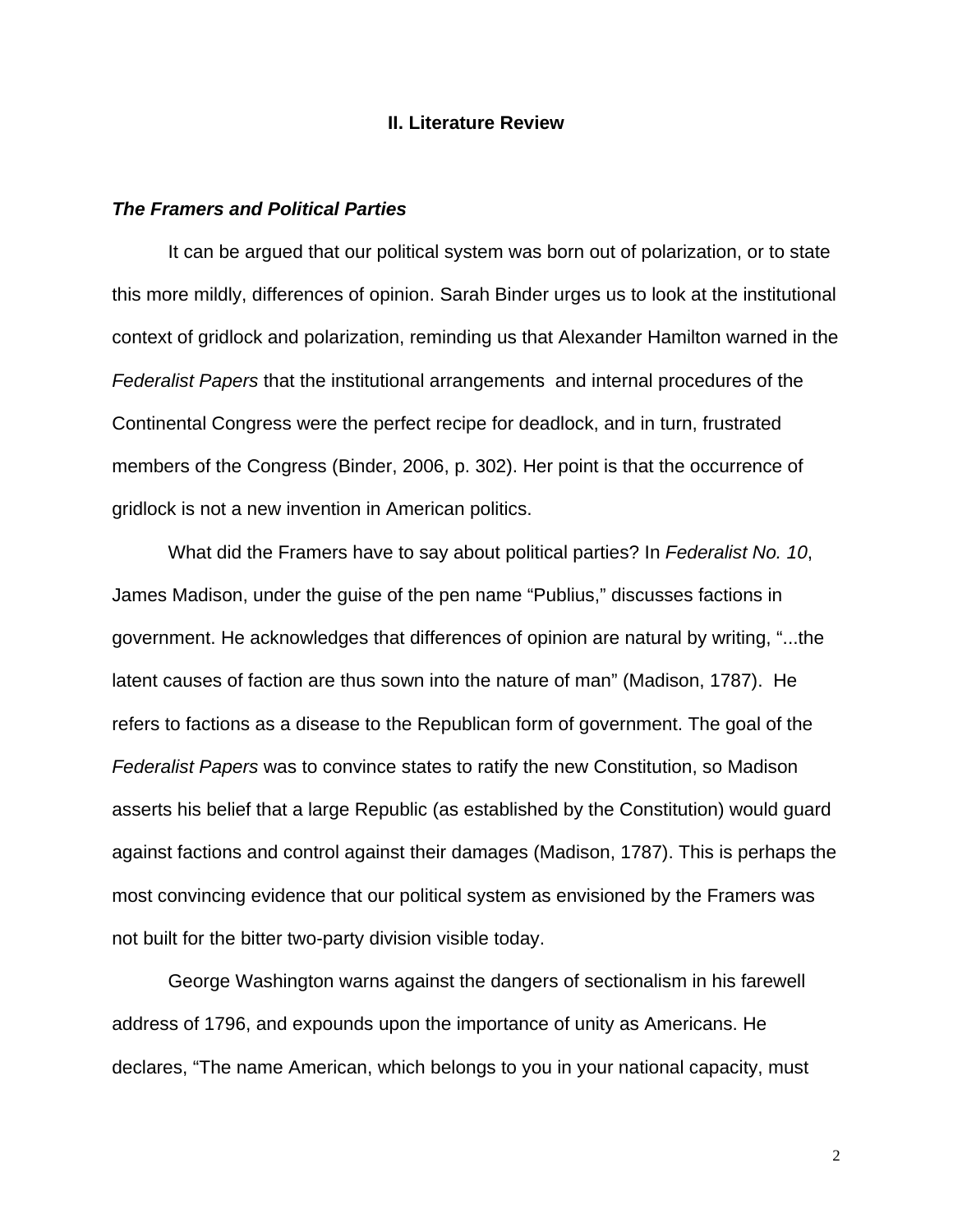## II. Literature Review

### *The Framers and Political Parties*

It can be argued that our political system was born out of polarization, or to state this more mildly, differences of opinion. Sarah Binder urges us to look at the institutional context of gridlock and polarization, reminding us that Alexander Hamilton warned in the *Federalist Papers* that the institutional arrangements and internal procedures of the Continental Congress were the perfect recipe for deadlock, and in turn, frustrated members of the Congress (Binder, 2006, p. 302). Her point is that the occurrence of gridlock is not a new invention in American politics.

What did the Framers have to say about political parties? In *Federalist No. 10*, James Madison, under the guise of the pen name "Publius," discusses factions in government. He acknowledges that differences of opinion are natural by writing, "...the latent causes of faction are thus sown into the nature of man" (Madison, 1787). He refers to factions as a disease to the Republican form of government. The goal of the *Federalist Papers* was to convince states to ratify the new Constitution, so Madison asserts his belief that a large Republic (as established by the Constitution) would guard against factions and control against their damages (Madison, 1787). This is perhaps the most convincing evidence that our political system as envisioned by the Framers was not built for the bitter two-party division visible today.

George Washington warns against the dangers of sectionalism in his farewell address of 1796, and expounds upon the importance of unity as Americans. He declares, "The name American, which belongs to you in your national capacity, must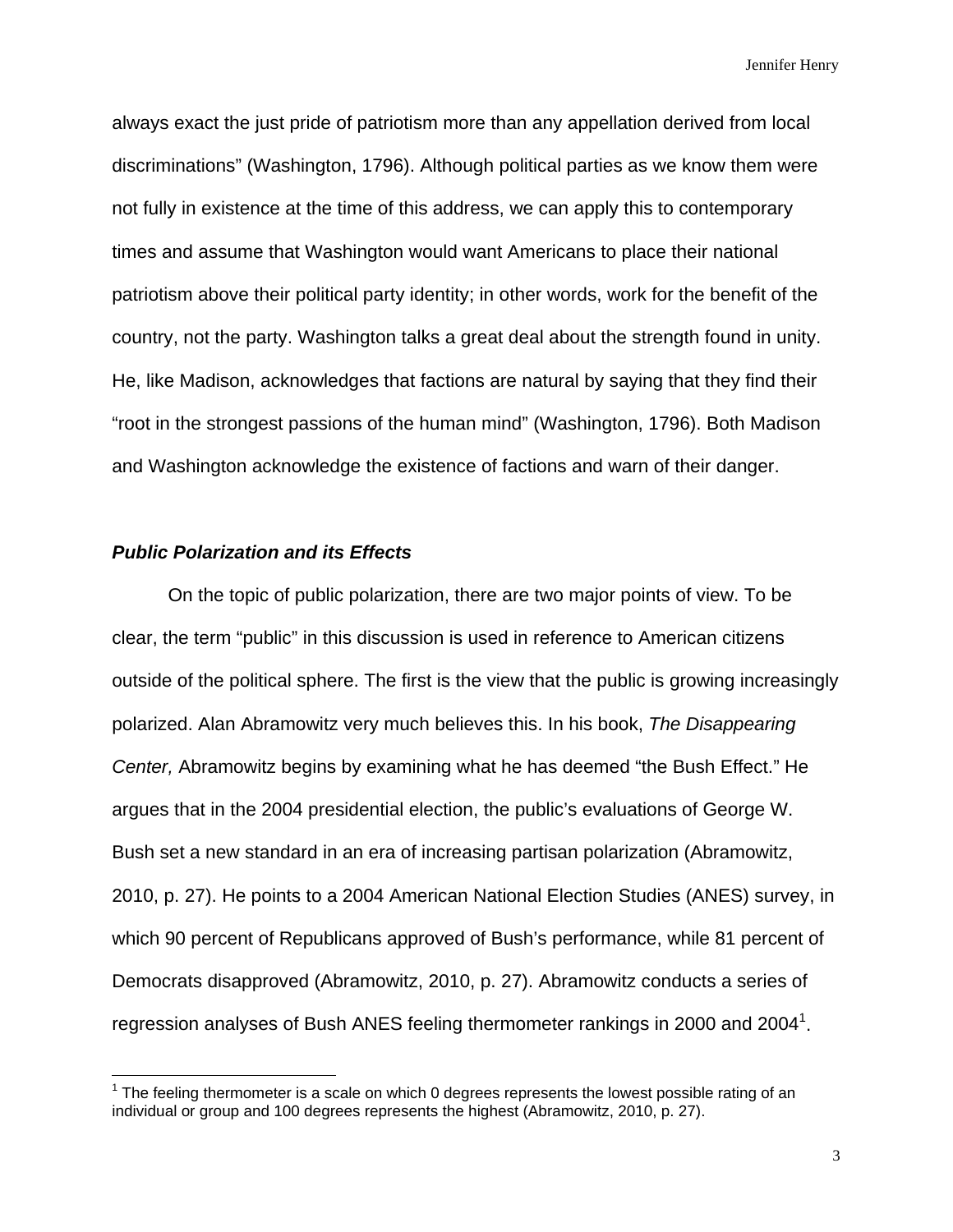always exact the just pride of patriotism more than any appellation derived from local discriminations" (Washington, 1796). Although political parties as we know them were not fully in existence at the time of this address, we can apply this to contemporary times and assume that Washington would want Americans to place their national patriotism above their political party identity; in other words, work for the benefit of the country, not the party. Washington talks a great deal about the strength found in unity. He, like Madison, acknowledges that factions are natural by saying that they find their "root in the strongest passions of the human mind" (Washington, 1796). Both Madison and Washington acknowledge the existence of factions and warn of their danger.

### *Public Polarization and its Effects*

On the topic of public polarization, there are two major points of view. To be clear, the term "public" in this discussion is used in reference to American citizens outside of the political sphere. The first is the view that the public is growing increasingly polarized. Alan Abramowitz very much believes this. In his book, *The Disappearing Center,* Abramowitz begins by examining what he has deemed "the Bush Effect." He argues that in the 2004 presidential election, the public's evaluations of George W. Bush set a new standard in an era of increasing partisan polarization (Abramowitz, 2010, p. 27). He points to a 2004 American National Election Studies (ANES) survey, in which 90 percent of Republicans approved of Bush's performance, while 81 percent of Democrats disapproved (Abramowitz, 2010, p. 27). Abramowitz conducts a series of regression analyses of Bush ANES feeling thermometer rankings in 2000 and 2004[1].

[1] The feeling thermometer is a scale on which 0 degrees represents the lowest possible rating of an individual or group and 100 degrees represents the highest (Abramowitz, 2010, p. 27).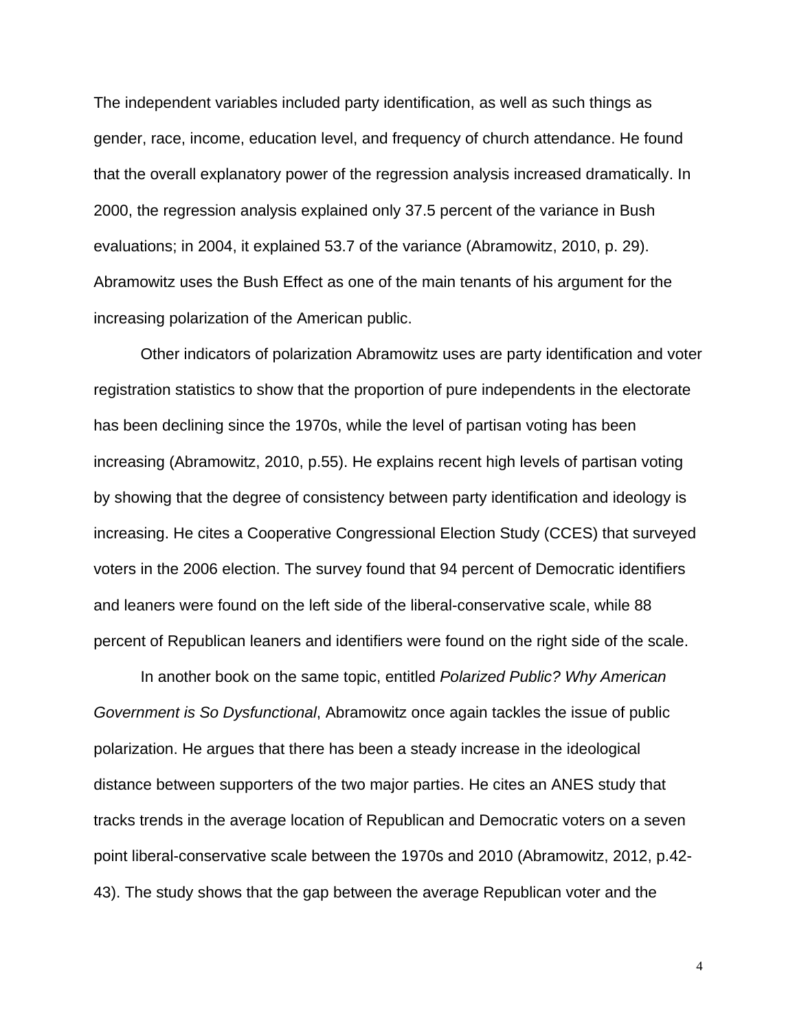The independent variables included party identification, as well as such things as gender, race, income, education level, and frequency of church attendance. He found that the overall explanatory power of the regression analysis increased dramatically. In 2000, the regression analysis explained only 37.5 percent of the variance in Bush evaluations; in 2004, it explained 53.7 of the variance (Abramowitz, 2010, p. 29). Abramowitz uses the Bush Effect as one of the main tenants of his argument for the increasing polarization of the American public.

Other indicators of polarization Abramowitz uses are party identification and voter registration statistics to show that the proportion of pure independents in the electorate has been declining since the 1970s, while the level of partisan voting has been increasing (Abramowitz, 2010, p.55). He explains recent high levels of partisan voting by showing that the degree of consistency between party identification and ideology is increasing. He cites a Cooperative Congressional Election Study (CCES) that surveyed voters in the 2006 election. The survey found that 94 percent of Democratic identifiers and leaners were found on the left side of the liberal-conservative scale, while 88 percent of Republican leaners and identifiers were found on the right side of the scale.

In another book on the same topic, entitled *Polarized Public? Why American Government is So Dysfunctional*, Abramowitz once again tackles the issue of public polarization. He argues that there has been a steady increase in the ideological distance between supporters of the two major parties. He cites an ANES study that tracks trends in the average location of Republican and Democratic voters on a seven point liberal-conservative scale between the 1970s and 2010 (Abramowitz, 2012, p.42-43). The study shows that the gap between the average Republican voter and the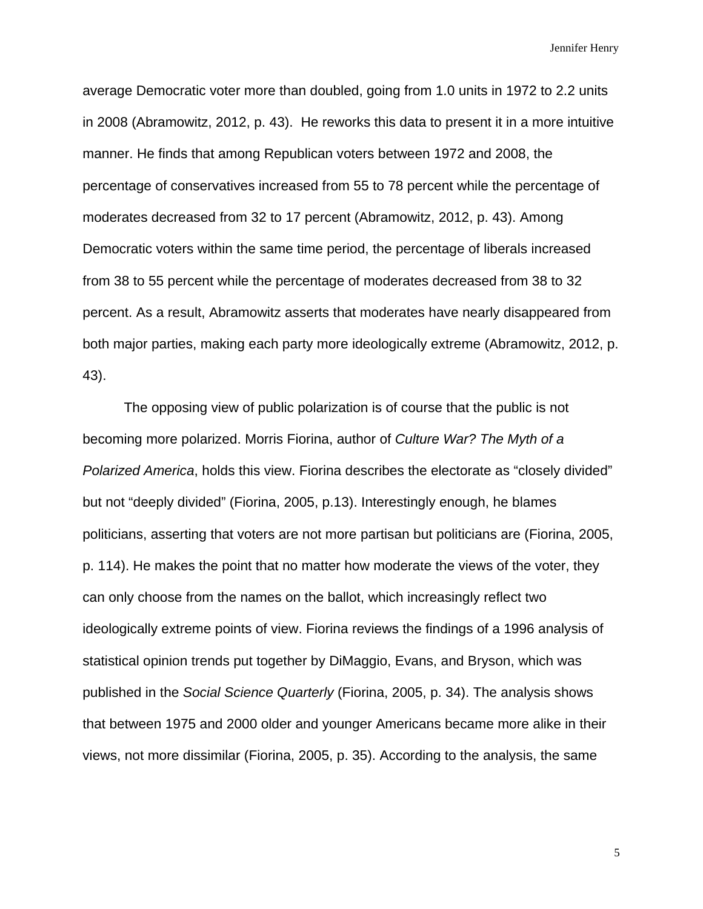average Democratic voter more than doubled, going from 1.0 units in 1972 to 2.2 units in 2008 (Abramowitz, 2012, p. 43). He reworks this data to present it in a more intuitive manner. He finds that among Republican voters between 1972 and 2008, the percentage of conservatives increased from 55 to 78 percent while the percentage of moderates decreased from 32 to 17 percent (Abramowitz, 2012, p. 43). Among Democratic voters within the same time period, the percentage of liberals increased from 38 to 55 percent while the percentage of moderates decreased from 38 to 32 percent. As a result, Abramowitz asserts that moderates have nearly disappeared from both major parties, making each party more ideologically extreme (Abramowitz, 2012, p. 43).

The opposing view of public polarization is of course that the public is not becoming more polarized. Morris Fiorina, author of *Culture War? The Myth of a Polarized America*, holds this view. Fiorina describes the electorate as "closely divided" but not "deeply divided" (Fiorina, 2005, p.13). Interestingly enough, he blames politicians, asserting that voters are not more partisan but politicians are (Fiorina, 2005, p. 114). He makes the point that no matter how moderate the views of the voter, they can only choose from the names on the ballot, which increasingly reflect two ideologically extreme points of view. Fiorina reviews the findings of a 1996 analysis of statistical opinion trends put together by DiMaggio, Evans, and Bryson, which was published in the *Social Science Quarterly* (Fiorina, 2005, p. 34). The analysis shows that between 1975 and 2000 older and younger Americans became more alike in their views, not more dissimilar (Fiorina, 2005, p. 35). According to the analysis, the same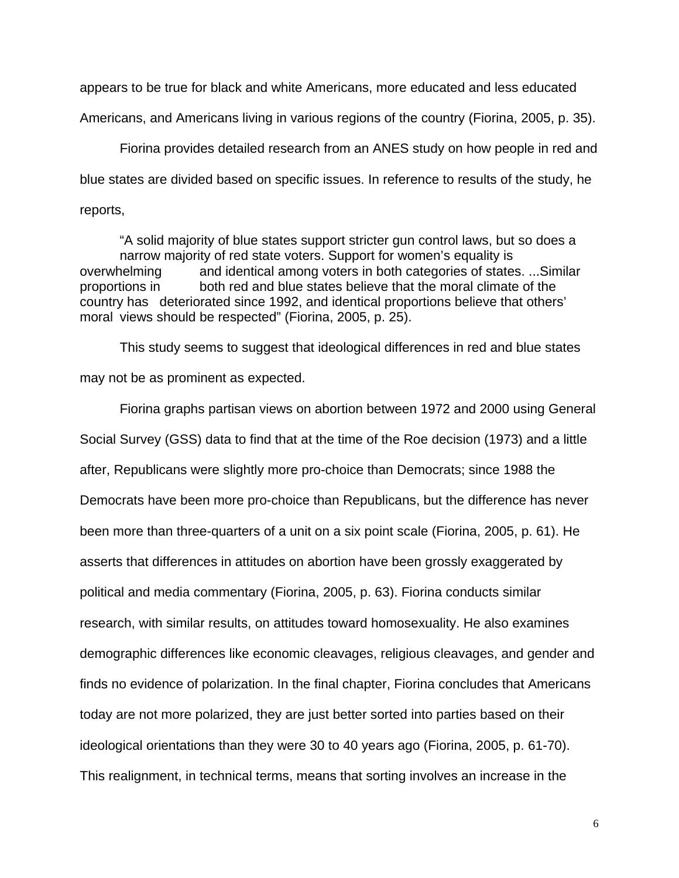appears to be true for black and white Americans, more educated and less educated Americans, and Americans living in various regions of the country (Fiorina, 2005, p. 35).

Fiorina provides detailed research from an ANES study on how people in red and blue states are divided based on specific issues. In reference to results of the study, he reports,

> "A solid majority of blue states support stricter gun control laws, but so does a narrow majority of red state voters. Support for women's equality is overwhelming and identical among voters in both categories of states. ...Similar proportions in both red and blue states believe that the moral climate of the country has deteriorated since 1992, and identical proportions believe that others' moral views should be respected" (Fiorina, 2005, p. 25).

This study seems to suggest that ideological differences in red and blue states may not be as prominent as expected.

Fiorina graphs partisan views on abortion between 1972 and 2000 using General Social Survey (GSS) data to find that at the time of the Roe decision (1973) and a little after, Republicans were slightly more pro-choice than Democrats; since 1988 the Democrats have been more pro-choice than Republicans, but the difference has never been more than three-quarters of a unit on a six point scale (Fiorina, 2005, p. 61). He asserts that differences in attitudes on abortion have been grossly exaggerated by political and media commentary (Fiorina, 2005, p. 63). Fiorina conducts similar research, with similar results, on attitudes toward homosexuality. He also examines demographic differences like economic cleavages, religious cleavages, and gender and finds no evidence of polarization. In the final chapter, Fiorina concludes that Americans today are not more polarized, they are just better sorted into parties based on their ideological orientations than they were 30 to 40 years ago (Fiorina, 2005, p. 61-70). This realignment, in technical terms, means that sorting involves an increase in the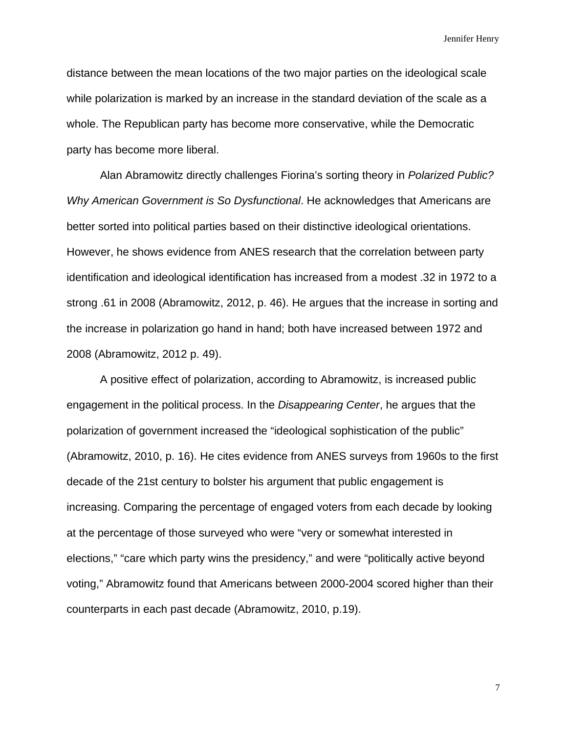distance between the mean locations of the two major parties on the ideological scale while polarization is marked by an increase in the standard deviation of the scale as a whole. The Republican party has become more conservative, while the Democratic party has become more liberal.

Alan Abramowitz directly challenges Fiorina's sorting theory in *Polarized Public? Why American Government is So Dysfunctional*. He acknowledges that Americans are better sorted into political parties based on their distinctive ideological orientations. However, he shows evidence from ANES research that the correlation between party identification and ideological identification has increased from a modest .32 in 1972 to a strong .61 in 2008 (Abramowitz, 2012, p. 46). He argues that the increase in sorting and the increase in polarization go hand in hand; both have increased between 1972 and 2008 (Abramowitz, 2012 p. 49).

A positive effect of polarization, according to Abramowitz, is increased public engagement in the political process. In the *Disappearing Center*, he argues that the polarization of government increased the "ideological sophistication of the public" (Abramowitz, 2010, p. 16). He cites evidence from ANES surveys from 1960s to the first decade of the 21st century to bolster his argument that public engagement is increasing. Comparing the percentage of engaged voters from each decade by looking at the percentage of those surveyed who were "very or somewhat interested in elections," "care which party wins the presidency," and were "politically active beyond voting," Abramowitz found that Americans between 2000-2004 scored higher than their counterparts in each past decade (Abramowitz, 2010, p.19).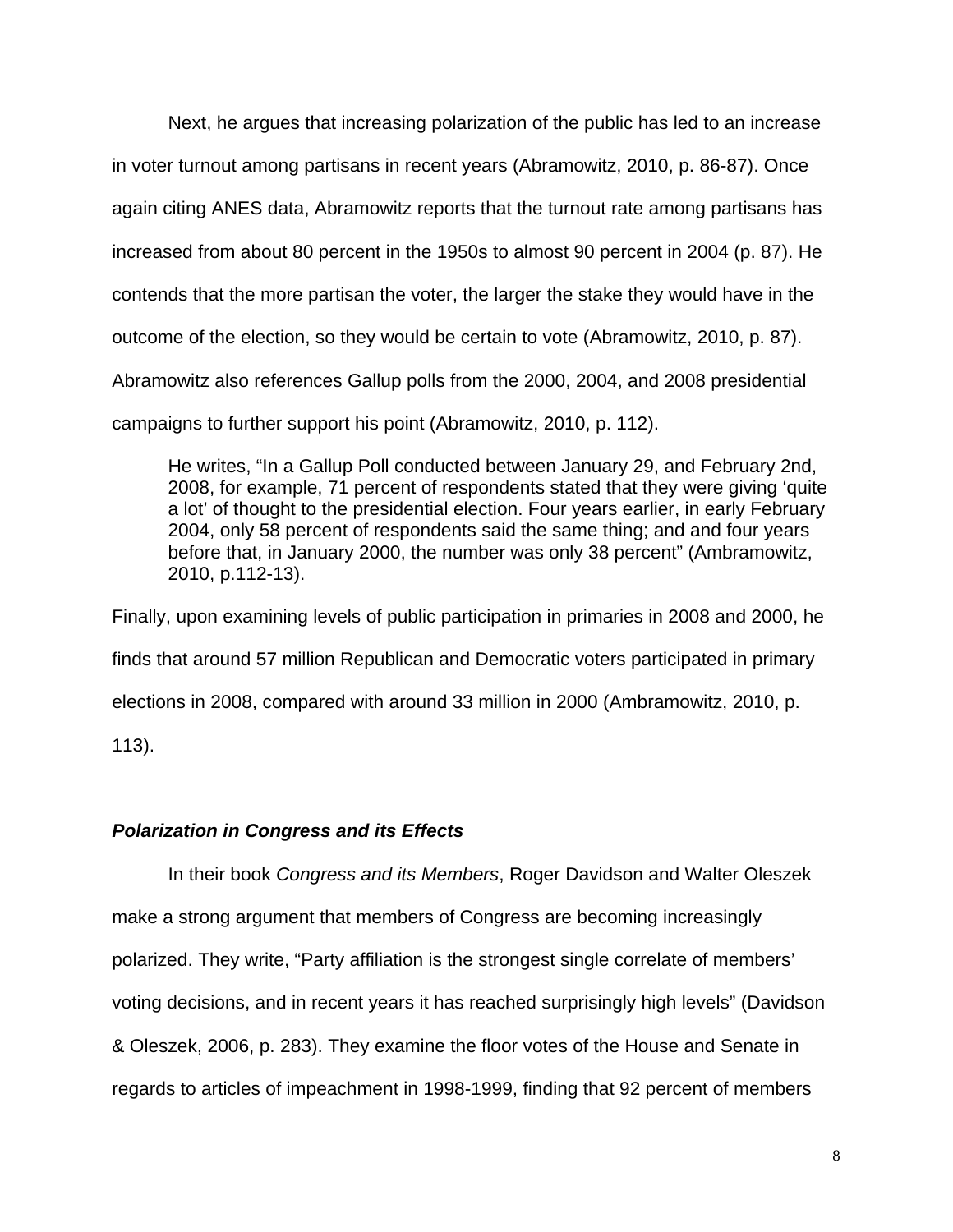Next, he argues that increasing polarization of the public has led to an increase in voter turnout among partisans in recent years (Abramowitz, 2010, p. 86-87). Once again citing ANES data, Abramowitz reports that the turnout rate among partisans has increased from about 80 percent in the 1950s to almost 90 percent in 2004 (p. 87). He contends that the more partisan the voter, the larger the stake they would have in the outcome of the election, so they would be certain to vote (Abramowitz, 2010, p. 87). Abramowitz also references Gallup polls from the 2000, 2004, and 2008 presidential campaigns to further support his point (Abramowitz, 2010, p. 112).

> He writes, “In a Gallup Poll conducted between January 29, and February 2nd, 2008, for example, 71 percent of respondents stated that they were giving ‘quite a lot’ of thought to the presidential election. Four years earlier, in early February 2004, only 58 percent of respondents said the same thing; and and four years before that, in January 2000, the number was only 38 percent” (Ambramowitz, 2010, p.112-13).

Finally, upon examining levels of public participation in primaries in 2008 and 2000, he finds that around 57 million Republican and Democratic voters participated in primary elections in 2008, compared with around 33 million in 2000 (Ambramowitz, 2010, p. 113).

### *Polarization in Congress and its Effects*

In their book *Congress and its Members*, Roger Davidson and Walter Oleszek make a strong argument that members of Congress are becoming increasingly polarized. They write, “Party affiliation is the strongest single correlate of members’ voting decisions, and in recent years it has reached surprisingly high levels” (Davidson & Oleszek, 2006, p. 283). They examine the floor votes of the House and Senate in regards to articles of impeachment in 1998-1999, finding that 92 percent of members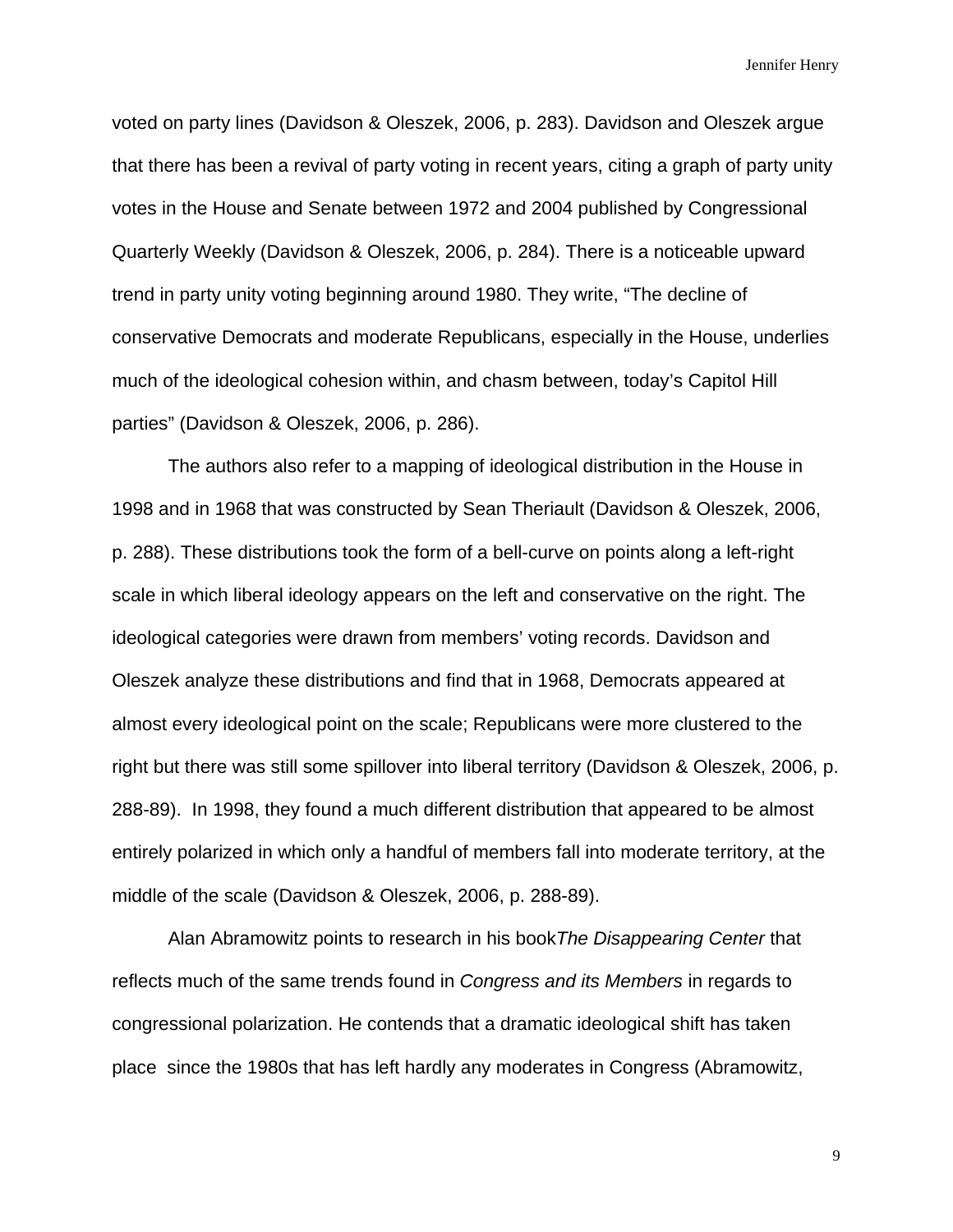voted on party lines (Davidson & Oleszek, 2006, p. 283). Davidson and Oleszek argue that there has been a revival of party voting in recent years, citing a graph of party unity votes in the House and Senate between 1972 and 2004 published by Congressional Quarterly Weekly (Davidson & Oleszek, 2006, p. 284). There is a noticeable upward trend in party unity voting beginning around 1980. They write, "The decline of conservative Democrats and moderate Republicans, especially in the House, underlies much of the ideological cohesion within, and chasm between, today's Capitol Hill parties" (Davidson & Oleszek, 2006, p. 286).

The authors also refer to a mapping of ideological distribution in the House in 1998 and in 1968 that was constructed by Sean Theriault (Davidson & Oleszek, 2006, p. 288). These distributions took the form of a bell-curve on points along a left-right scale in which liberal ideology appears on the left and conservative on the right. The ideological categories were drawn from members' voting records. Davidson and Oleszek analyze these distributions and find that in 1968, Democrats appeared at almost every ideological point on the scale; Republicans were more clustered to the right but there was still some spillover into liberal territory (Davidson & Oleszek, 2006, p. 288-89). In 1998, they found a much different distribution that appeared to be almost entirely polarized in which only a handful of members fall into moderate territory, at the middle of the scale (Davidson & Oleszek, 2006, p. 288-89).

Alan Abramowitz points to research in his book*The Disappearing Center* that reflects much of the same trends found in *Congress and its Members* in regards to congressional polarization. He contends that a dramatic ideological shift has taken place since the 1980s that has left hardly any moderates in Congress (Abramowitz,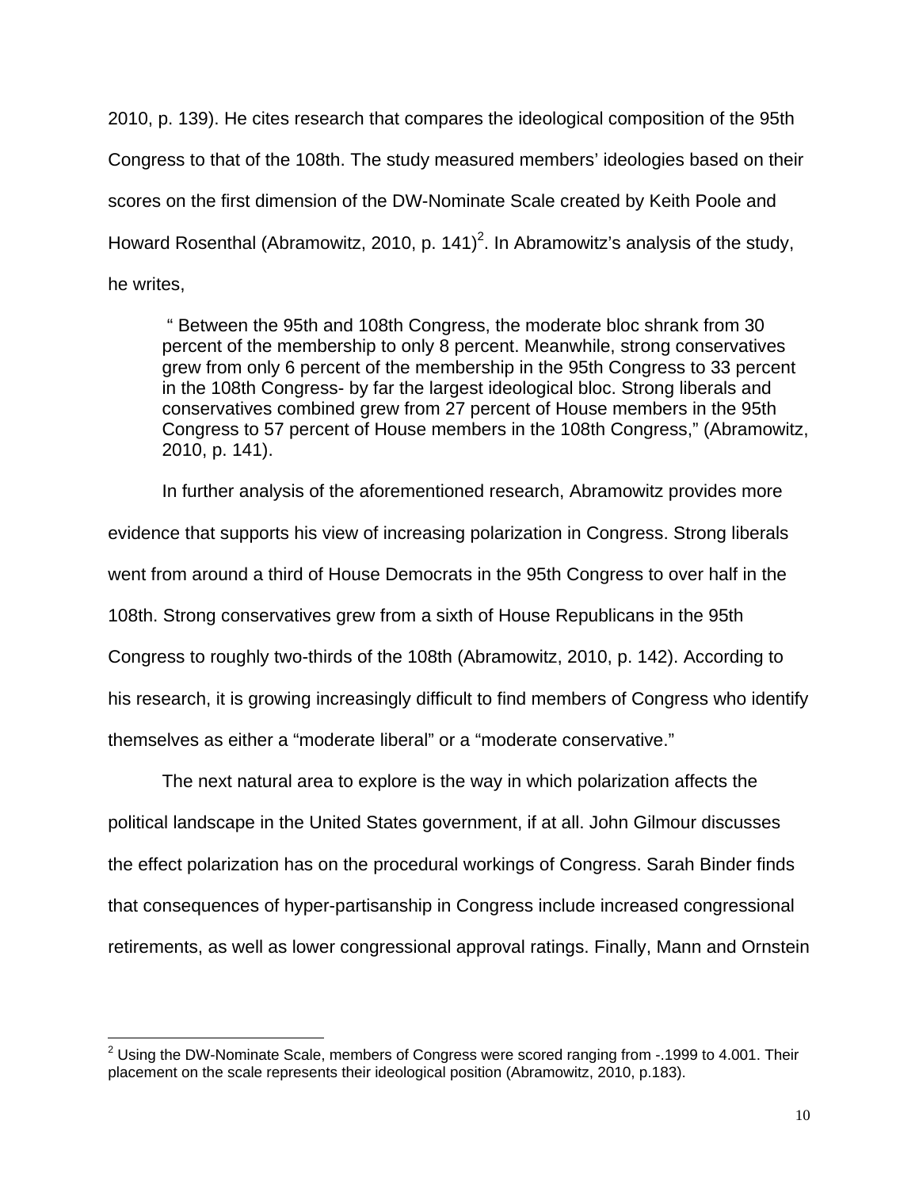2010, p. 139). He cites research that compares the ideological composition of the 95th Congress to that of the 108th. The study measured members' ideologies based on their scores on the first dimension of the DW-Nominate Scale created by Keith Poole and Howard Rosenthal (Abramowitz, 2010, p. 141)[2]. In Abramowitz's analysis of the study, he writes,

> " Between the 95th and 108th Congress, the moderate bloc shrank from 30 percent of the membership to only 8 percent. Meanwhile, strong conservatives grew from only 6 percent of the membership in the 95th Congress to 33 percent in the 108th Congress- by far the largest ideological bloc. Strong liberals and conservatives combined grew from 27 percent of House members in the 95th Congress to 57 percent of House members in the 108th Congress," (Abramowitz, 2010, p. 141).

In further analysis of the aforementioned research, Abramowitz provides more evidence that supports his view of increasing polarization in Congress. Strong liberals went from around a third of House Democrats in the 95th Congress to over half in the 108th. Strong conservatives grew from a sixth of House Republicans in the 95th Congress to roughly two-thirds of the 108th (Abramowitz, 2010, p. 142). According to his research, it is growing increasingly difficult to find members of Congress who identify themselves as either a "moderate liberal" or a "moderate conservative."

The next natural area to explore is the way in which polarization affects the political landscape in the United States government, if at all. John Gilmour discusses the effect polarization has on the procedural workings of Congress. Sarah Binder finds that consequences of hyper-partisanship in Congress include increased congressional retirements, as well as lower congressional approval ratings. Finally, Mann and Ornstein

---

[2] Using the DW-Nominate Scale, members of Congress were scored ranging from -.1999 to 4.001. Their placement on the scale represents their ideological position (Abramowitz, 2010, p.183).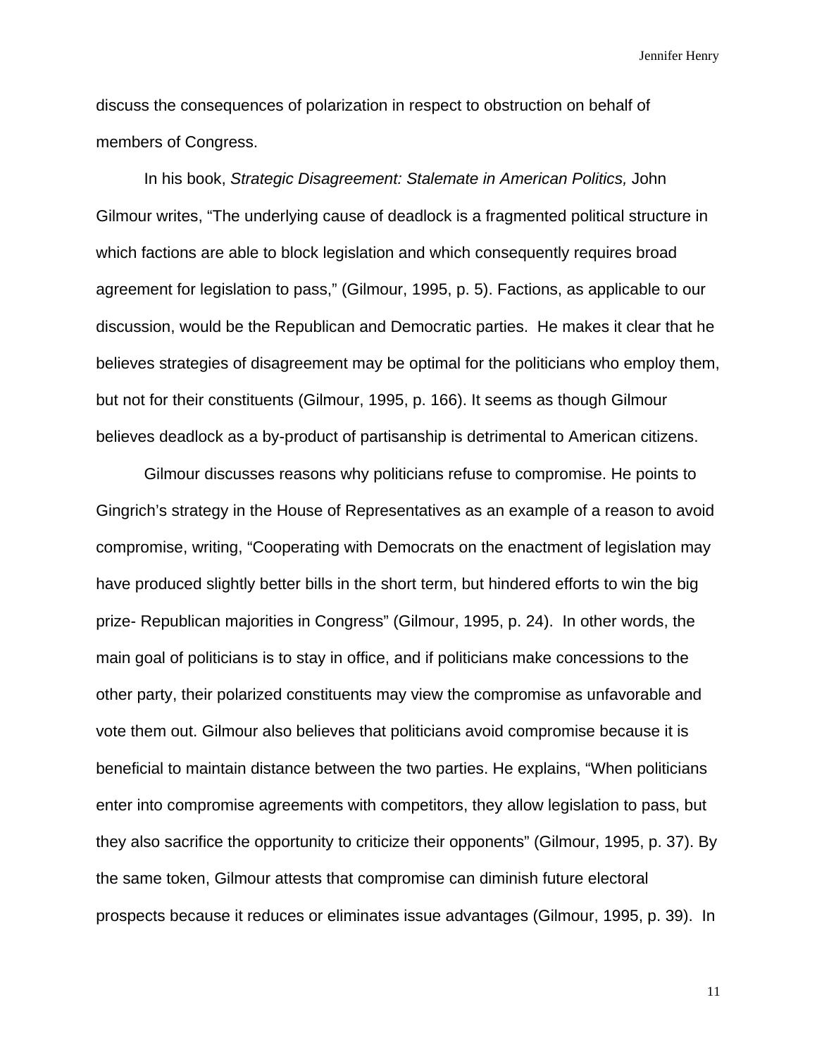discuss the consequences of polarization in respect to obstruction on behalf of members of Congress.

In his book, *Strategic Disagreement: Stalemate in American Politics,* John Gilmour writes, "The underlying cause of deadlock is a fragmented political structure in which factions are able to block legislation and which consequently requires broad agreement for legislation to pass," (Gilmour, 1995, p. 5). Factions, as applicable to our discussion, would be the Republican and Democratic parties. He makes it clear that he believes strategies of disagreement may be optimal for the politicians who employ them, but not for their constituents (Gilmour, 1995, p. 166). It seems as though Gilmour believes deadlock as a by-product of partisanship is detrimental to American citizens.

Gilmour discusses reasons why politicians refuse to compromise. He points to Gingrich's strategy in the House of Representatives as an example of a reason to avoid compromise, writing, "Cooperating with Democrats on the enactment of legislation may have produced slightly better bills in the short term, but hindered efforts to win the big prize- Republican majorities in Congress" (Gilmour, 1995, p. 24). In other words, the main goal of politicians is to stay in office, and if politicians make concessions to the other party, their polarized constituents may view the compromise as unfavorable and vote them out. Gilmour also believes that politicians avoid compromise because it is beneficial to maintain distance between the two parties. He explains, "When politicians enter into compromise agreements with competitors, they allow legislation to pass, but they also sacrifice the opportunity to criticize their opponents" (Gilmour, 1995, p. 37). By the same token, Gilmour attests that compromise can diminish future electoral prospects because it reduces or eliminates issue advantages (Gilmour, 1995, p. 39). In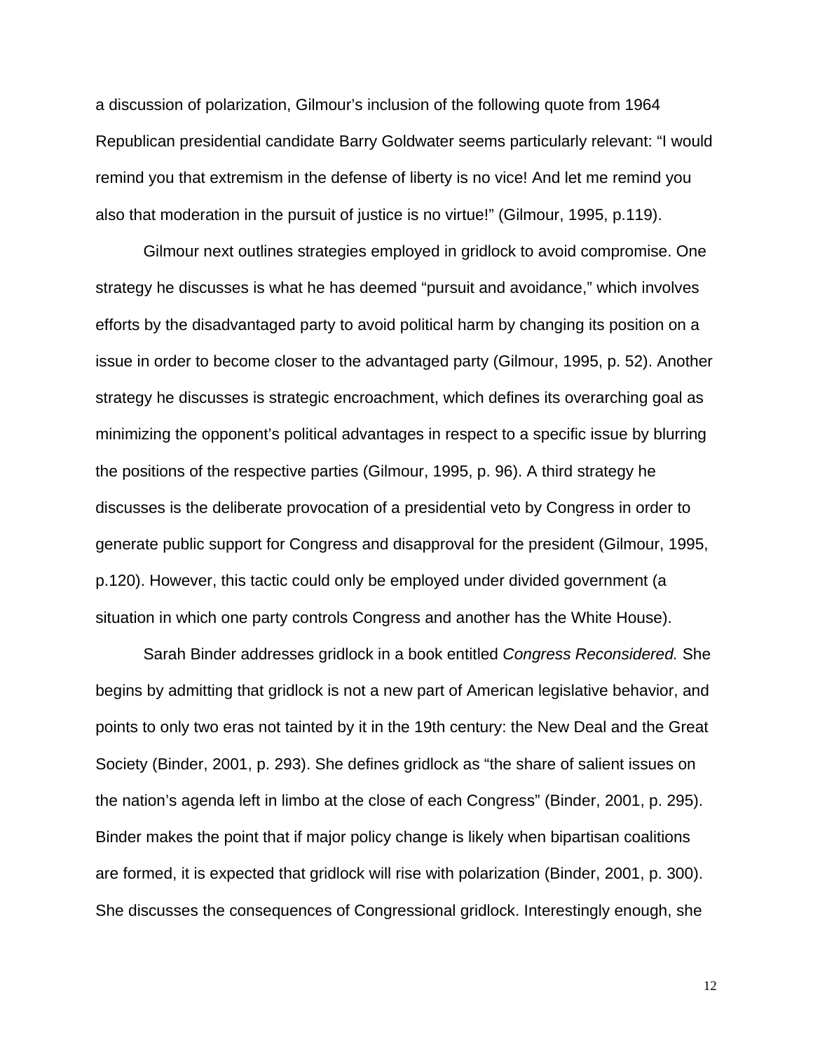a discussion of polarization, Gilmour's inclusion of the following quote from 1964 Republican presidential candidate Barry Goldwater seems particularly relevant: "I would remind you that extremism in the defense of liberty is no vice! And let me remind you also that moderation in the pursuit of justice is no virtue!" (Gilmour, 1995, p.119).

Gilmour next outlines strategies employed in gridlock to avoid compromise. One strategy he discusses is what he has deemed "pursuit and avoidance," which involves efforts by the disadvantaged party to avoid political harm by changing its position on a issue in order to become closer to the advantaged party (Gilmour, 1995, p. 52). Another strategy he discusses is strategic encroachment, which defines its overarching goal as minimizing the opponent's political advantages in respect to a specific issue by blurring the positions of the respective parties (Gilmour, 1995, p. 96). A third strategy he discusses is the deliberate provocation of a presidential veto by Congress in order to generate public support for Congress and disapproval for the president (Gilmour, 1995, p.120). However, this tactic could only be employed under divided government (a situation in which one party controls Congress and another has the White House).

Sarah Binder addresses gridlock in a book entitled *Congress Reconsidered.* She begins by admitting that gridlock is not a new part of American legislative behavior, and points to only two eras not tainted by it in the 19th century: the New Deal and the Great Society (Binder, 2001, p. 293). She defines gridlock as "the share of salient issues on the nation's agenda left in limbo at the close of each Congress" (Binder, 2001, p. 295). Binder makes the point that if major policy change is likely when bipartisan coalitions are formed, it is expected that gridlock will rise with polarization (Binder, 2001, p. 300). She discusses the consequences of Congressional gridlock. Interestingly enough, she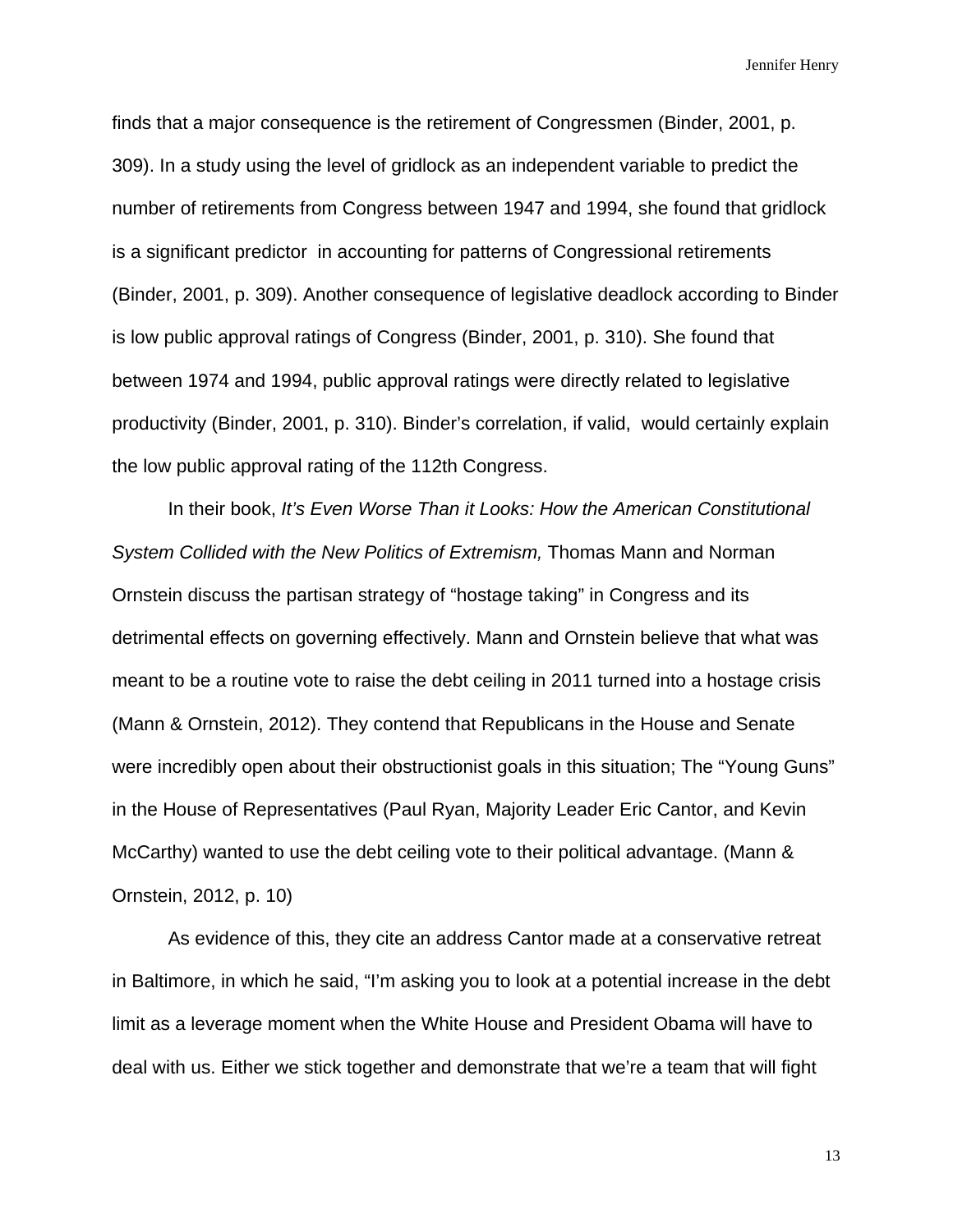finds that a major consequence is the retirement of Congressmen (Binder, 2001, p. 309). In a study using the level of gridlock as an independent variable to predict the number of retirements from Congress between 1947 and 1994, she found that gridlock is a significant predictor in accounting for patterns of Congressional retirements (Binder, 2001, p. 309). Another consequence of legislative deadlock according to Binder is low public approval ratings of Congress (Binder, 2001, p. 310). She found that between 1974 and 1994, public approval ratings were directly related to legislative productivity (Binder, 2001, p. 310). Binder's correlation, if valid, would certainly explain the low public approval rating of the 112th Congress.

In their book, *It's Even Worse Than it Looks: How the American Constitutional System Collided with the New Politics of Extremism,* Thomas Mann and Norman Ornstein discuss the partisan strategy of "hostage taking" in Congress and its detrimental effects on governing effectively. Mann and Ornstein believe that what was meant to be a routine vote to raise the debt ceiling in 2011 turned into a hostage crisis (Mann & Ornstein, 2012). They contend that Republicans in the House and Senate were incredibly open about their obstructionist goals in this situation; The "Young Guns" in the House of Representatives (Paul Ryan, Majority Leader Eric Cantor, and Kevin McCarthy) wanted to use the debt ceiling vote to their political advantage. (Mann & Ornstein, 2012, p. 10)

As evidence of this, they cite an address Cantor made at a conservative retreat in Baltimore, in which he said, "I'm asking you to look at a potential increase in the debt limit as a leverage moment when the White House and President Obama will have to deal with us. Either we stick together and demonstrate that we're a team that will fight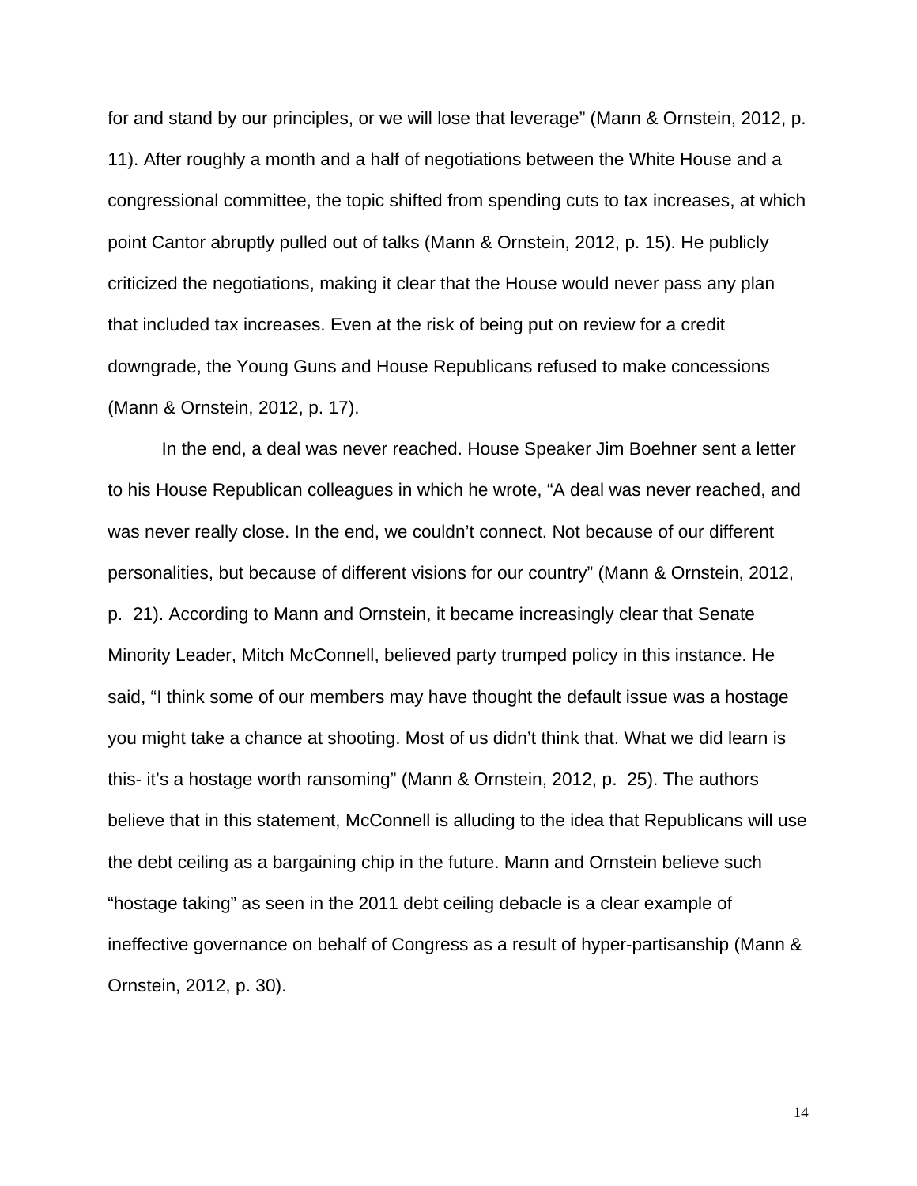for and stand by our principles, or we will lose that leverage" (Mann & Ornstein, 2012, p. 11). After roughly a month and a half of negotiations between the White House and a congressional committee, the topic shifted from spending cuts to tax increases, at which point Cantor abruptly pulled out of talks (Mann & Ornstein, 2012, p. 15). He publicly criticized the negotiations, making it clear that the House would never pass any plan that included tax increases. Even at the risk of being put on review for a credit downgrade, the Young Guns and House Republicans refused to make concessions (Mann & Ornstein, 2012, p. 17).

In the end, a deal was never reached. House Speaker Jim Boehner sent a letter to his House Republican colleagues in which he wrote, "A deal was never reached, and was never really close. In the end, we couldn't connect. Not because of our different personalities, but because of different visions for our country" (Mann & Ornstein, 2012, p. 21). According to Mann and Ornstein, it became increasingly clear that Senate Minority Leader, Mitch McConnell, believed party trumped policy in this instance. He said, "I think some of our members may have thought the default issue was a hostage you might take a chance at shooting. Most of us didn't think that. What we did learn is this- it's a hostage worth ransoming" (Mann & Ornstein, 2012, p. 25). The authors believe that in this statement, McConnell is alluding to the idea that Republicans will use the debt ceiling as a bargaining chip in the future. Mann and Ornstein believe such "hostage taking" as seen in the 2011 debt ceiling debacle is a clear example of ineffective governance on behalf of Congress as a result of hyper-partisanship (Mann & Ornstein, 2012, p. 30).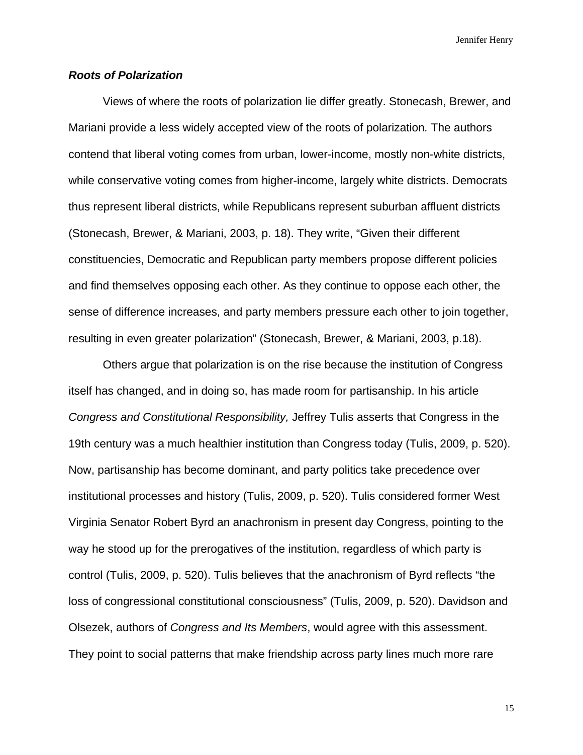### ***Roots of Polarization***

Views of where the roots of polarization lie differ greatly. Stonecash, Brewer, and Mariani provide a less widely accepted view of the roots of polarization*.* The authors contend that liberal voting comes from urban, lower-income, mostly non-white districts, while conservative voting comes from higher-income, largely white districts. Democrats thus represent liberal districts, while Republicans represent suburban affluent districts (Stonecash, Brewer, & Mariani, 2003, p. 18). They write, "Given their different constituencies, Democratic and Republican party members propose different policies and find themselves opposing each other. As they continue to oppose each other, the sense of difference increases, and party members pressure each other to join together, resulting in even greater polarization" (Stonecash, Brewer, & Mariani, 2003, p.18).

Others argue that polarization is on the rise because the institution of Congress itself has changed, and in doing so, has made room for partisanship. In his article *Congress and Constitutional Responsibility,* Jeffrey Tulis asserts that Congress in the 19th century was a much healthier institution than Congress today (Tulis, 2009, p. 520). Now, partisanship has become dominant, and party politics take precedence over institutional processes and history (Tulis, 2009, p. 520). Tulis considered former West Virginia Senator Robert Byrd an anachronism in present day Congress, pointing to the way he stood up for the prerogatives of the institution, regardless of which party is control (Tulis, 2009, p. 520). Tulis believes that the anachronism of Byrd reflects "the loss of congressional constitutional consciousness" (Tulis, 2009, p. 520). Davidson and Olsezek, authors of *Congress and Its Members*, would agree with this assessment. They point to social patterns that make friendship across party lines much more rare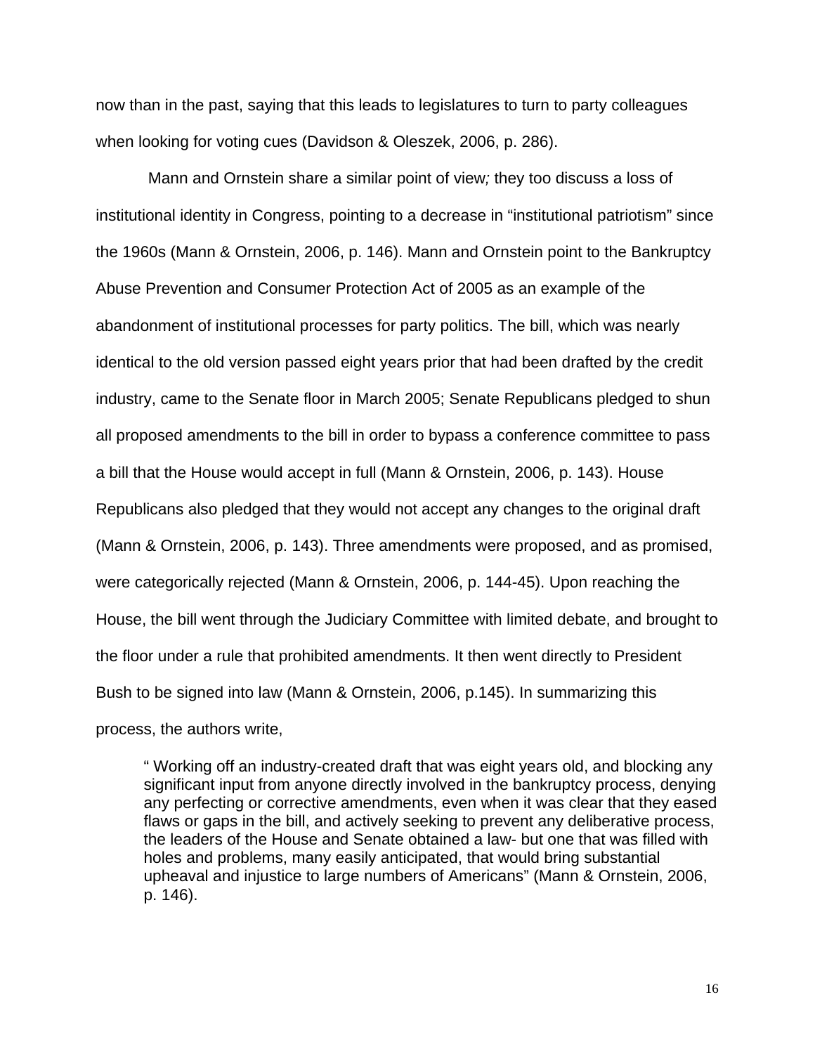now than in the past, saying that this leads to legislatures to turn to party colleagues when looking for voting cues (Davidson & Oleszek, 2006, p. 286).

Mann and Ornstein share a similar point of view*;* they too discuss a loss of institutional identity in Congress, pointing to a decrease in "institutional patriotism" since the 1960s (Mann & Ornstein, 2006, p. 146). Mann and Ornstein point to the Bankruptcy Abuse Prevention and Consumer Protection Act of 2005 as an example of the abandonment of institutional processes for party politics. The bill, which was nearly identical to the old version passed eight years prior that had been drafted by the credit industry, came to the Senate floor in March 2005; Senate Republicans pledged to shun all proposed amendments to the bill in order to bypass a conference committee to pass a bill that the House would accept in full (Mann & Ornstein, 2006, p. 143). House Republicans also pledged that they would not accept any changes to the original draft (Mann & Ornstein, 2006, p. 143). Three amendments were proposed, and as promised, were categorically rejected (Mann & Ornstein, 2006, p. 144-45). Upon reaching the House, the bill went through the Judiciary Committee with limited debate, and brought to the floor under a rule that prohibited amendments. It then went directly to President Bush to be signed into law (Mann & Ornstein, 2006, p.145). In summarizing this process, the authors write,

> " Working off an industry-created draft that was eight years old, and blocking any significant input from anyone directly involved in the bankruptcy process, denying any perfecting or corrective amendments, even when it was clear that they eased flaws or gaps in the bill, and actively seeking to prevent any deliberative process, the leaders of the House and Senate obtained a law- but one that was filled with holes and problems, many easily anticipated, that would bring substantial upheaval and injustice to large numbers of Americans" (Mann & Ornstein, 2006, p. 146).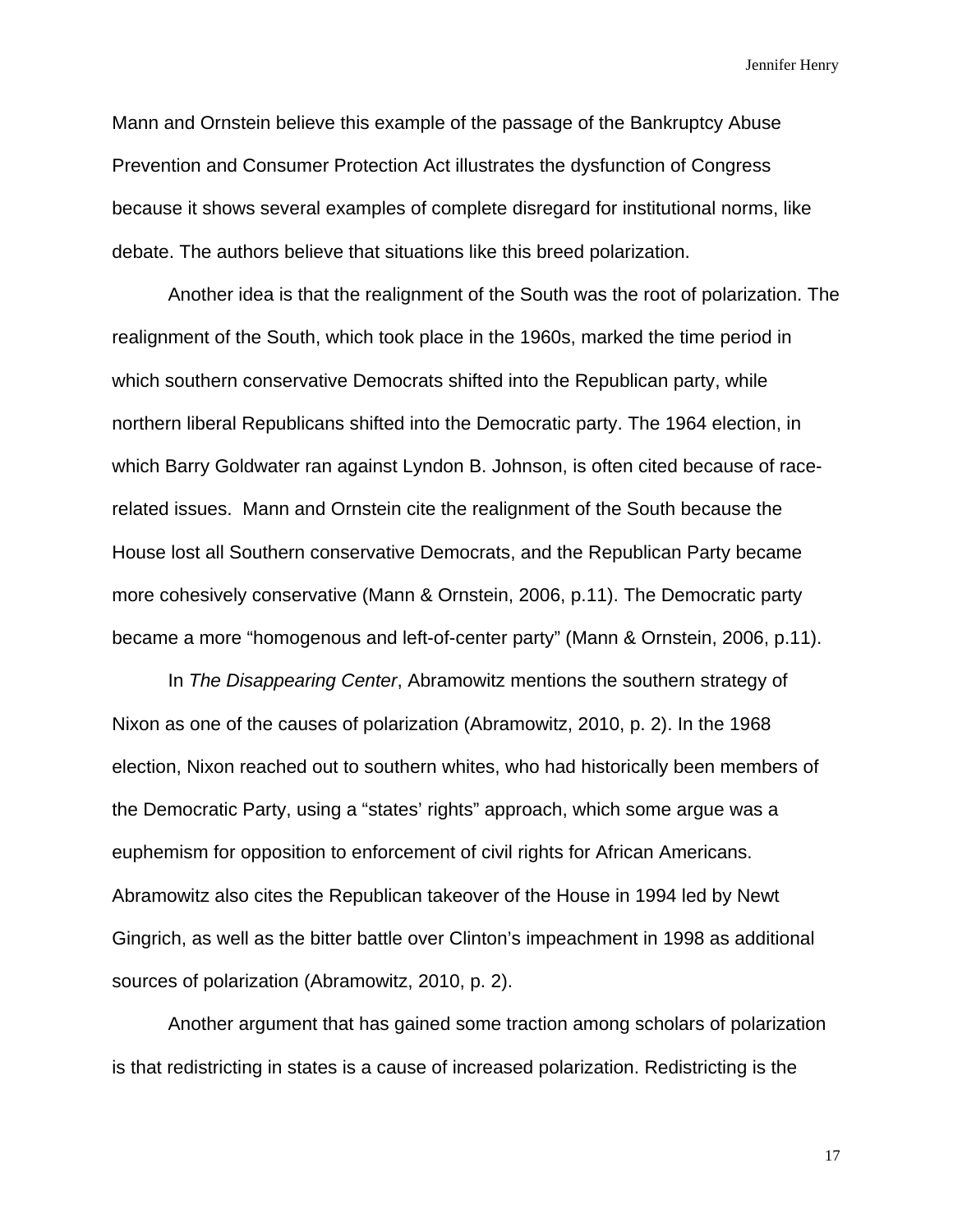Mann and Ornstein believe this example of the passage of the Bankruptcy Abuse Prevention and Consumer Protection Act illustrates the dysfunction of Congress because it shows several examples of complete disregard for institutional norms, like debate. The authors believe that situations like this breed polarization.

Another idea is that the realignment of the South was the root of polarization. The realignment of the South, which took place in the 1960s, marked the time period in which southern conservative Democrats shifted into the Republican party, while northern liberal Republicans shifted into the Democratic party. The 1964 election, in which Barry Goldwater ran against Lyndon B. Johnson, is often cited because of race-related issues.  Mann and Ornstein cite the realignment of the South because the House lost all Southern conservative Democrats, and the Republican Party became more cohesively conservative (Mann & Ornstein, 2006, p.11). The Democratic party became a more “homogenous and left-of-center party” (Mann & Ornstein, 2006, p.11).

In *The Disappearing Center*, Abramowitz mentions the southern strategy of Nixon as one of the causes of polarization (Abramowitz, 2010, p. 2). In the 1968 election, Nixon reached out to southern whites, who had historically been members of the Democratic Party, using a “states’ rights” approach, which some argue was a euphemism for opposition to enforcement of civil rights for African Americans. Abramowitz also cites the Republican takeover of the House in 1994 led by Newt Gingrich, as well as the bitter battle over Clinton’s impeachment in 1998 as additional sources of polarization (Abramowitz, 2010, p. 2).

Another argument that has gained some traction among scholars of polarization is that redistricting in states is a cause of increased polarization. Redistricting is the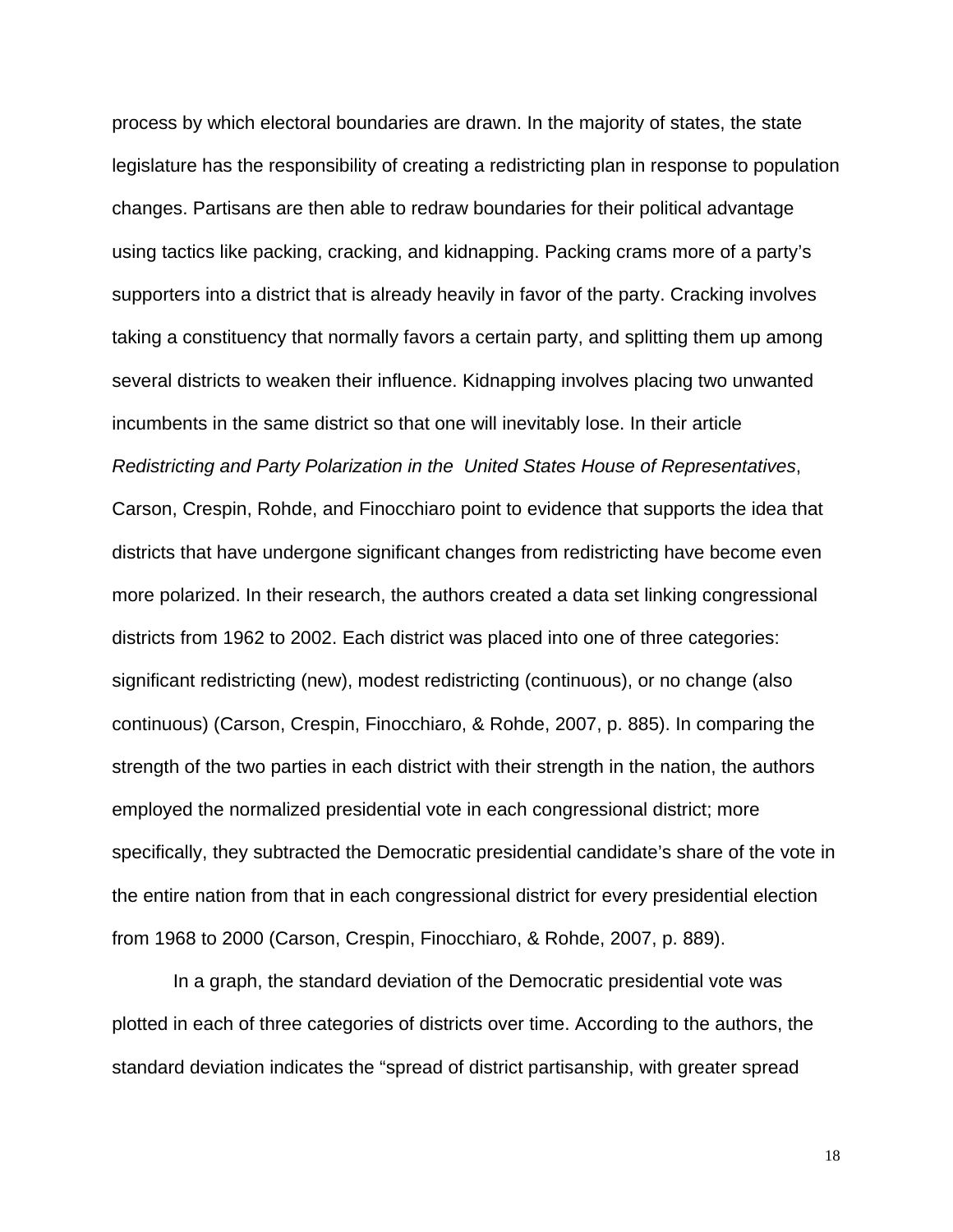process by which electoral boundaries are drawn. In the majority of states, the state legislature has the responsibility of creating a redistricting plan in response to population changes. Partisans are then able to redraw boundaries for their political advantage using tactics like packing, cracking, and kidnapping. Packing crams more of a party's supporters into a district that is already heavily in favor of the party. Cracking involves taking a constituency that normally favors a certain party, and splitting them up among several districts to weaken their influence. Kidnapping involves placing two unwanted incumbents in the same district so that one will inevitably lose. In their article *Redistricting and Party Polarization in the United States House of Representatives*, Carson, Crespin, Rohde, and Finocchiaro point to evidence that supports the idea that districts that have undergone significant changes from redistricting have become even more polarized. In their research, the authors created a data set linking congressional districts from 1962 to 2002. Each district was placed into one of three categories: significant redistricting (new), modest redistricting (continuous), or no change (also continuous) (Carson, Crespin, Finocchiaro, & Rohde, 2007, p. 885). In comparing the strength of the two parties in each district with their strength in the nation, the authors employed the normalized presidential vote in each congressional district; more specifically, they subtracted the Democratic presidential candidate's share of the vote in the entire nation from that in each congressional district for every presidential election from 1968 to 2000 (Carson, Crespin, Finocchiaro, & Rohde, 2007, p. 889).

In a graph, the standard deviation of the Democratic presidential vote was plotted in each of three categories of districts over time. According to the authors, the standard deviation indicates the "spread of district partisanship, with greater spread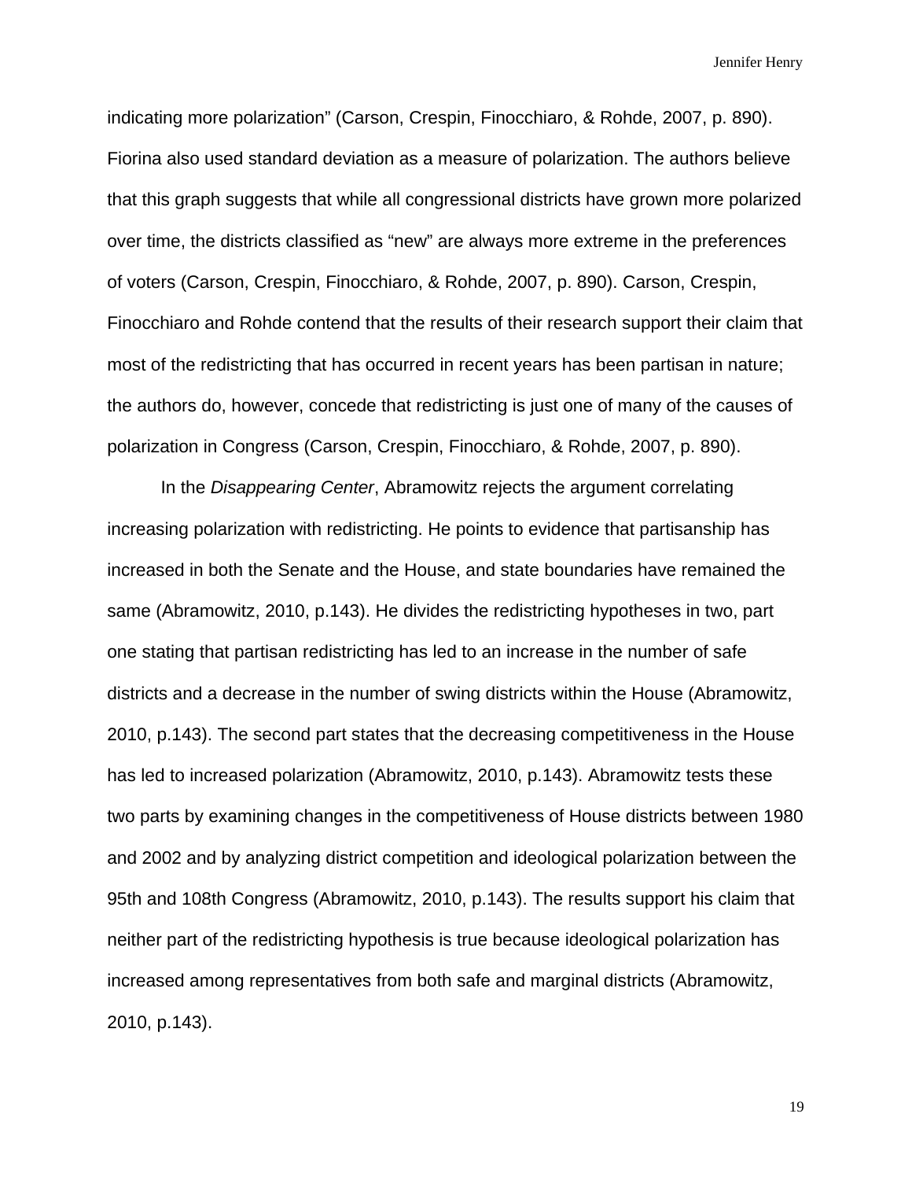indicating more polarization" (Carson, Crespin, Finocchiaro, & Rohde, 2007, p. 890). Fiorina also used standard deviation as a measure of polarization. The authors believe that this graph suggests that while all congressional districts have grown more polarized over time, the districts classified as "new" are always more extreme in the preferences of voters (Carson, Crespin, Finocchiaro, & Rohde, 2007, p. 890). Carson, Crespin, Finocchiaro and Rohde contend that the results of their research support their claim that most of the redistricting that has occurred in recent years has been partisan in nature; the authors do, however, concede that redistricting is just one of many of the causes of polarization in Congress (Carson, Crespin, Finocchiaro, & Rohde, 2007, p. 890).

In the *Disappearing Center*, Abramowitz rejects the argument correlating increasing polarization with redistricting. He points to evidence that partisanship has increased in both the Senate and the House, and state boundaries have remained the same (Abramowitz, 2010, p.143). He divides the redistricting hypotheses in two, part one stating that partisan redistricting has led to an increase in the number of safe districts and a decrease in the number of swing districts within the House (Abramowitz, 2010, p.143). The second part states that the decreasing competitiveness in the House has led to increased polarization (Abramowitz, 2010, p.143). Abramowitz tests these two parts by examining changes in the competitiveness of House districts between 1980 and 2002 and by analyzing district competition and ideological polarization between the 95th and 108th Congress (Abramowitz, 2010, p.143). The results support his claim that neither part of the redistricting hypothesis is true because ideological polarization has increased among representatives from both safe and marginal districts (Abramowitz, 2010, p.143).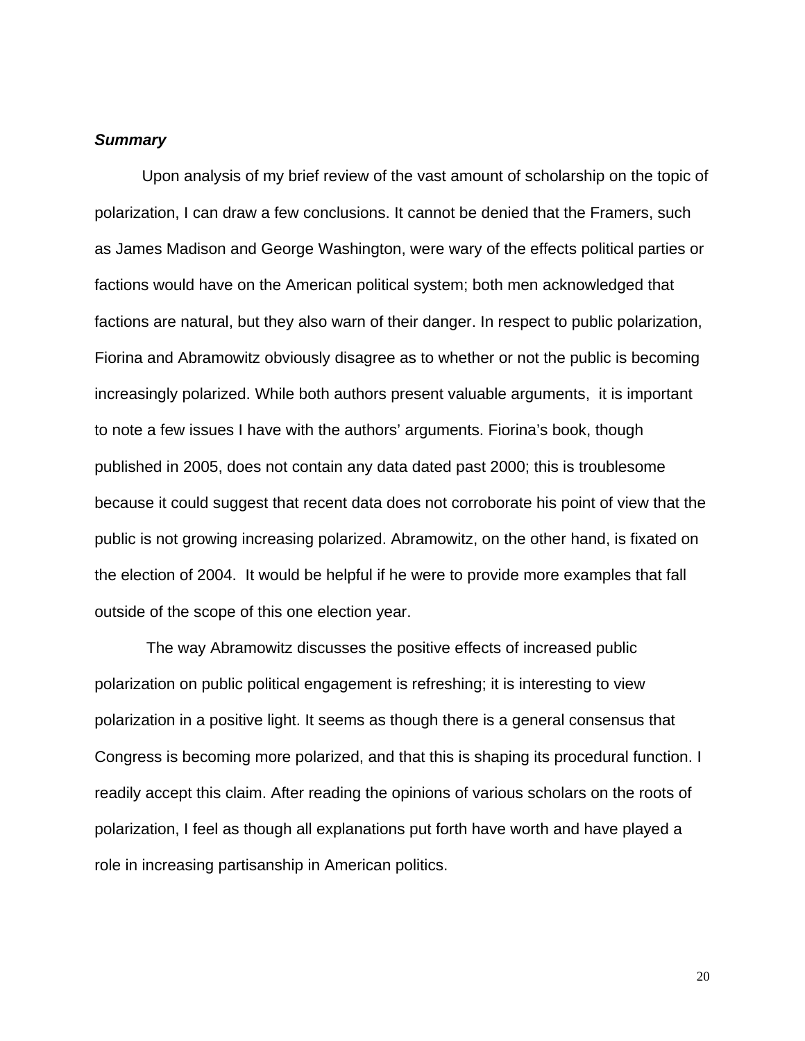***Summary***

Upon analysis of my brief review of the vast amount of scholarship on the topic of polarization, I can draw a few conclusions. It cannot be denied that the Framers, such as James Madison and George Washington, were wary of the effects political parties or factions would have on the American political system; both men acknowledged that factions are natural, but they also warn of their danger. In respect to public polarization, Fiorina and Abramowitz obviously disagree as to whether or not the public is becoming increasingly polarized. While both authors present valuable arguments, it is important to note a few issues I have with the authors' arguments. Fiorina's book, though published in 2005, does not contain any data dated past 2000; this is troublesome because it could suggest that recent data does not corroborate his point of view that the public is not growing increasing polarized. Abramowitz, on the other hand, is fixated on the election of 2004. It would be helpful if he were to provide more examples that fall outside of the scope of this one election year.

The way Abramowitz discusses the positive effects of increased public polarization on public political engagement is refreshing; it is interesting to view polarization in a positive light. It seems as though there is a general consensus that Congress is becoming more polarized, and that this is shaping its procedural function. I readily accept this claim. After reading the opinions of various scholars on the roots of polarization, I feel as though all explanations put forth have worth and have played a role in increasing partisanship in American politics.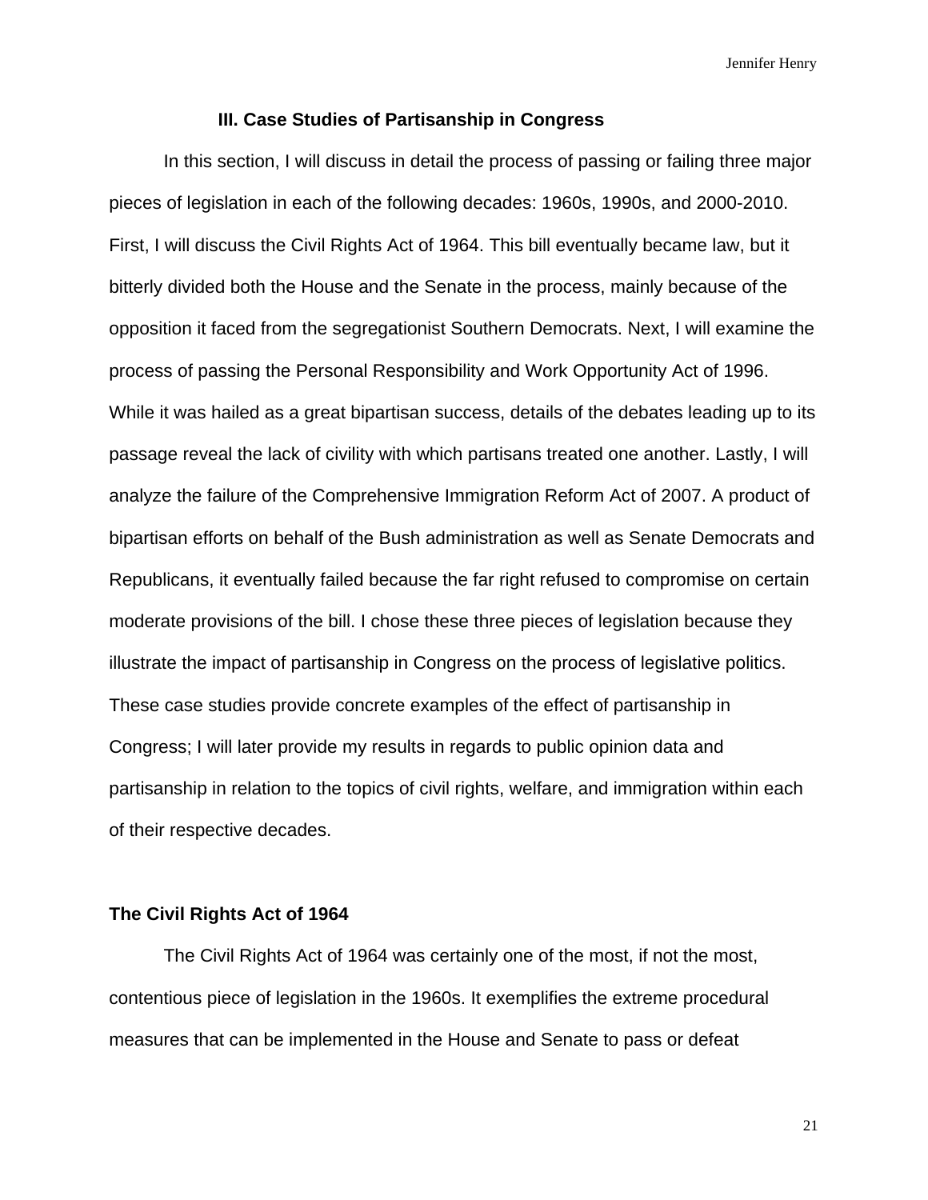## III. Case Studies of Partisanship in Congress

In this section, I will discuss in detail the process of passing or failing three major pieces of legislation in each of the following decades: 1960s, 1990s, and 2000-2010. First, I will discuss the Civil Rights Act of 1964. This bill eventually became law, but it bitterly divided both the House and the Senate in the process, mainly because of the opposition it faced from the segregationist Southern Democrats. Next, I will examine the process of passing the Personal Responsibility and Work Opportunity Act of 1996. While it was hailed as a great bipartisan success, details of the debates leading up to its passage reveal the lack of civility with which partisans treated one another. Lastly, I will analyze the failure of the Comprehensive Immigration Reform Act of 2007. A product of bipartisan efforts on behalf of the Bush administration as well as Senate Democrats and Republicans, it eventually failed because the far right refused to compromise on certain moderate provisions of the bill. I chose these three pieces of legislation because they illustrate the impact of partisanship in Congress on the process of legislative politics. These case studies provide concrete examples of the effect of partisanship in Congress; I will later provide my results in regards to public opinion data and partisanship in relation to the topics of civil rights, welfare, and immigration within each of their respective decades.

### The Civil Rights Act of 1964

The Civil Rights Act of 1964 was certainly one of the most, if not the most, contentious piece of legislation in the 1960s. It exemplifies the extreme procedural measures that can be implemented in the House and Senate to pass or defeat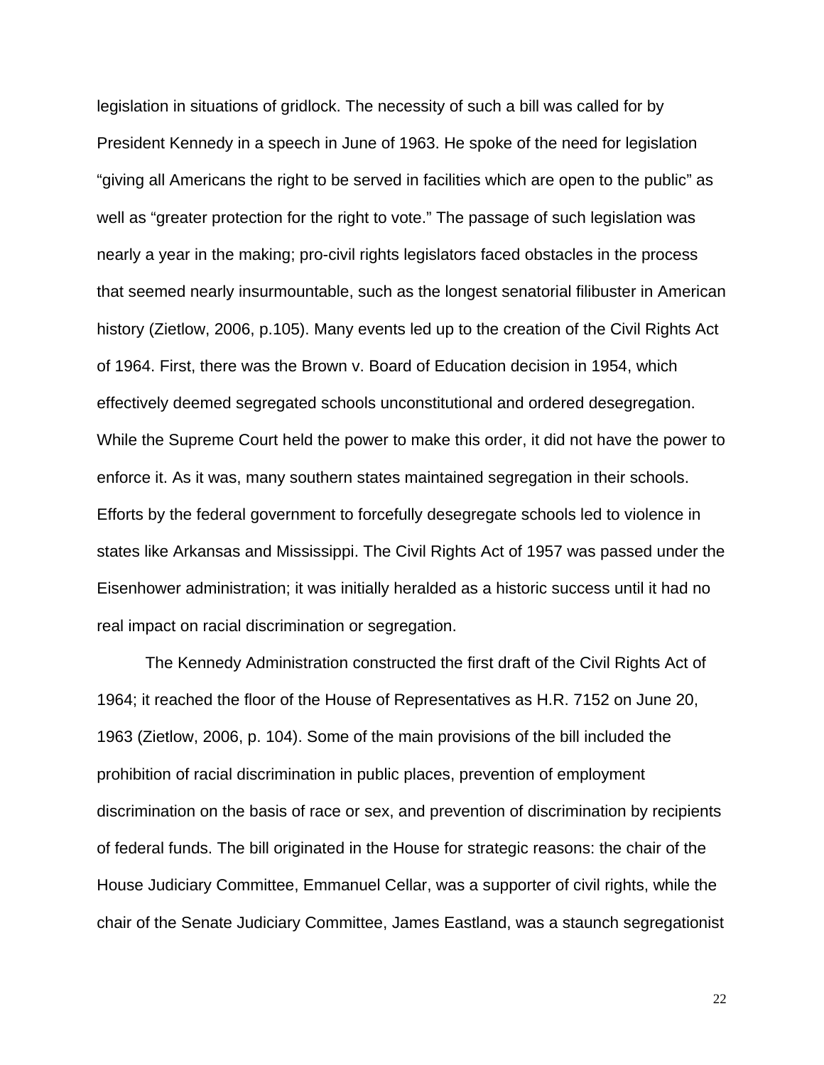legislation in situations of gridlock. The necessity of such a bill was called for by President Kennedy in a speech in June of 1963. He spoke of the need for legislation "giving all Americans the right to be served in facilities which are open to the public" as well as "greater protection for the right to vote." The passage of such legislation was nearly a year in the making; pro-civil rights legislators faced obstacles in the process that seemed nearly insurmountable, such as the longest senatorial filibuster in American history (Zietlow, 2006, p.105). Many events led up to the creation of the Civil Rights Act of 1964. First, there was the Brown v. Board of Education decision in 1954, which effectively deemed segregated schools unconstitutional and ordered desegregation. While the Supreme Court held the power to make this order, it did not have the power to enforce it. As it was, many southern states maintained segregation in their schools. Efforts by the federal government to forcefully desegregate schools led to violence in states like Arkansas and Mississippi. The Civil Rights Act of 1957 was passed under the Eisenhower administration; it was initially heralded as a historic success until it had no real impact on racial discrimination or segregation.

The Kennedy Administration constructed the first draft of the Civil Rights Act of 1964; it reached the floor of the House of Representatives as H.R. 7152 on June 20, 1963 (Zietlow, 2006, p. 104). Some of the main provisions of the bill included the prohibition of racial discrimination in public places, prevention of employment discrimination on the basis of race or sex, and prevention of discrimination by recipients of federal funds. The bill originated in the House for strategic reasons: the chair of the House Judiciary Committee, Emmanuel Cellar, was a supporter of civil rights, while the chair of the Senate Judiciary Committee, James Eastland, was a staunch segregationist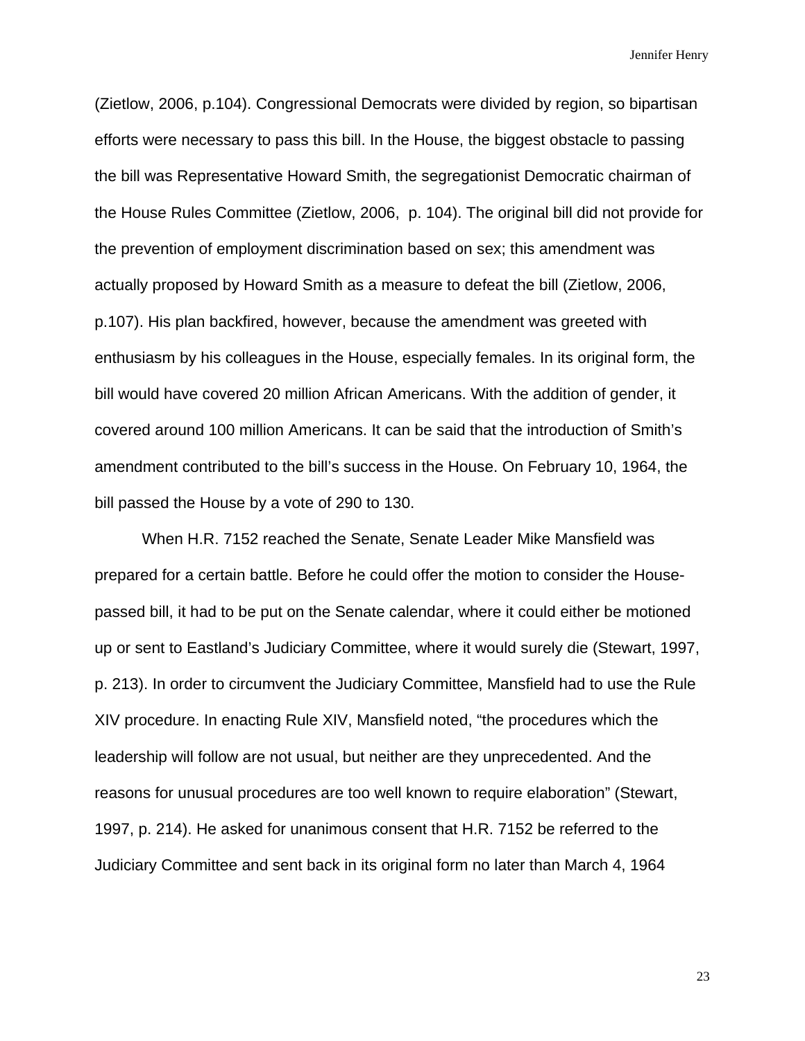(Zietlow, 2006, p.104). Congressional Democrats were divided by region, so bipartisan efforts were necessary to pass this bill. In the House, the biggest obstacle to passing the bill was Representative Howard Smith, the segregationist Democratic chairman of the House Rules Committee (Zietlow, 2006, p. 104). The original bill did not provide for the prevention of employment discrimination based on sex; this amendment was actually proposed by Howard Smith as a measure to defeat the bill (Zietlow, 2006, p.107). His plan backfired, however, because the amendment was greeted with enthusiasm by his colleagues in the House, especially females. In its original form, the bill would have covered 20 million African Americans. With the addition of gender, it covered around 100 million Americans. It can be said that the introduction of Smith's amendment contributed to the bill's success in the House. On February 10, 1964, the bill passed the House by a vote of 290 to 130.

When H.R. 7152 reached the Senate, Senate Leader Mike Mansfield was prepared for a certain battle. Before he could offer the motion to consider the House-passed bill, it had to be put on the Senate calendar, where it could either be motioned up or sent to Eastland's Judiciary Committee, where it would surely die (Stewart, 1997, p. 213). In order to circumvent the Judiciary Committee, Mansfield had to use the Rule XIV procedure. In enacting Rule XIV, Mansfield noted, "the procedures which the leadership will follow are not usual, but neither are they unprecedented. And the reasons for unusual procedures are too well known to require elaboration" (Stewart, 1997, p. 214). He asked for unanimous consent that H.R. 7152 be referred to the Judiciary Committee and sent back in its original form no later than March 4, 1964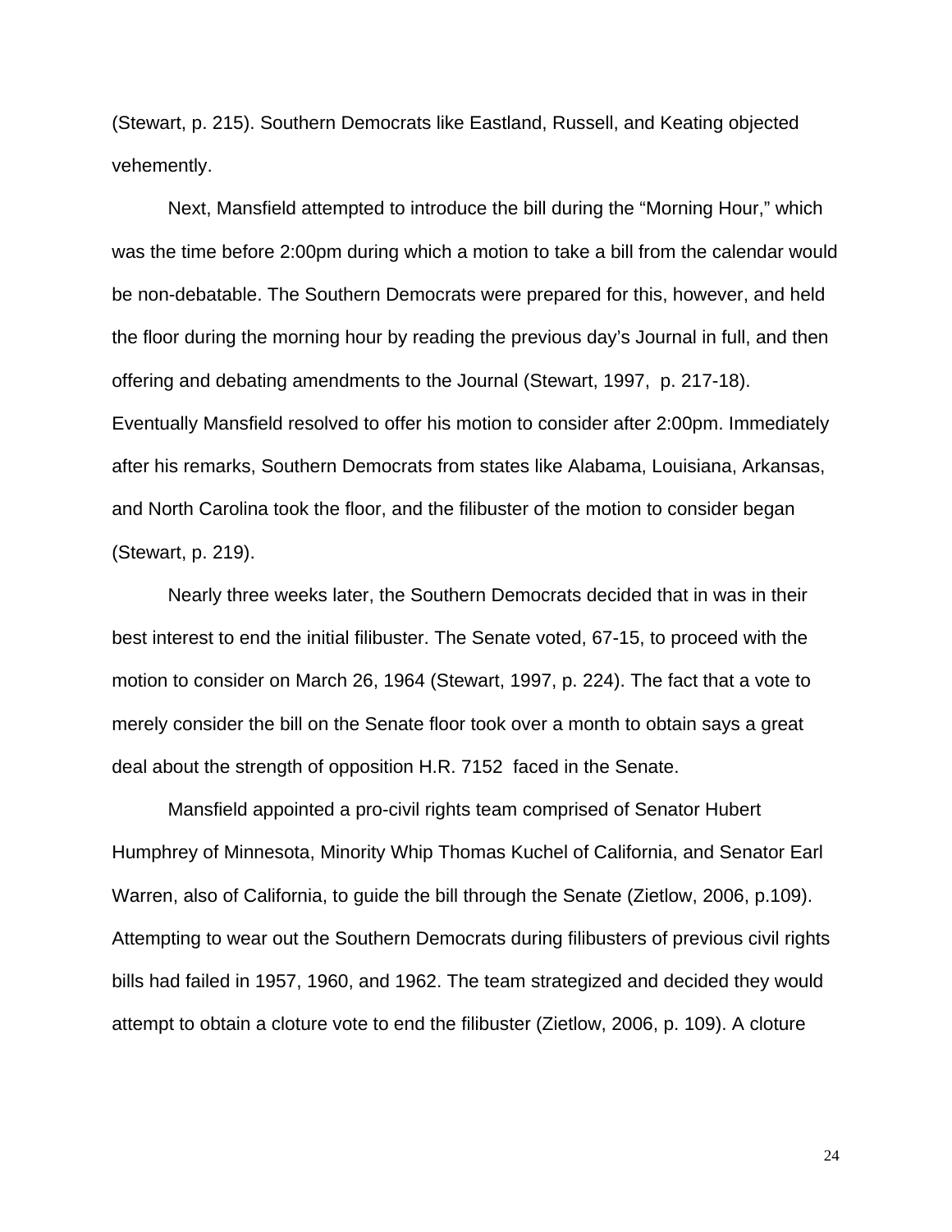(Stewart, p. 215). Southern Democrats like Eastland, Russell, and Keating objected vehemently.

Next, Mansfield attempted to introduce the bill during the “Morning Hour,” which was the time before 2:00pm during which a motion to take a bill from the calendar would be non-debatable. The Southern Democrats were prepared for this, however, and held the floor during the morning hour by reading the previous day’s Journal in full, and then offering and debating amendments to the Journal (Stewart, 1997, p. 217-18). Eventually Mansfield resolved to offer his motion to consider after 2:00pm. Immediately after his remarks, Southern Democrats from states like Alabama, Louisiana, Arkansas, and North Carolina took the floor, and the filibuster of the motion to consider began (Stewart, p. 219).

Nearly three weeks later, the Southern Democrats decided that in was in their best interest to end the initial filibuster. The Senate voted, 67-15, to proceed with the motion to consider on March 26, 1964 (Stewart, 1997, p. 224). The fact that a vote to merely consider the bill on the Senate floor took over a month to obtain says a great deal about the strength of opposition H.R. 7152 faced in the Senate.

Mansfield appointed a pro-civil rights team comprised of Senator Hubert Humphrey of Minnesota, Minority Whip Thomas Kuchel of California, and Senator Earl Warren, also of California, to guide the bill through the Senate (Zietlow, 2006, p.109). Attempting to wear out the Southern Democrats during filibusters of previous civil rights bills had failed in 1957, 1960, and 1962. The team strategized and decided they would attempt to obtain a cloture vote to end the filibuster (Zietlow, 2006, p. 109). A cloture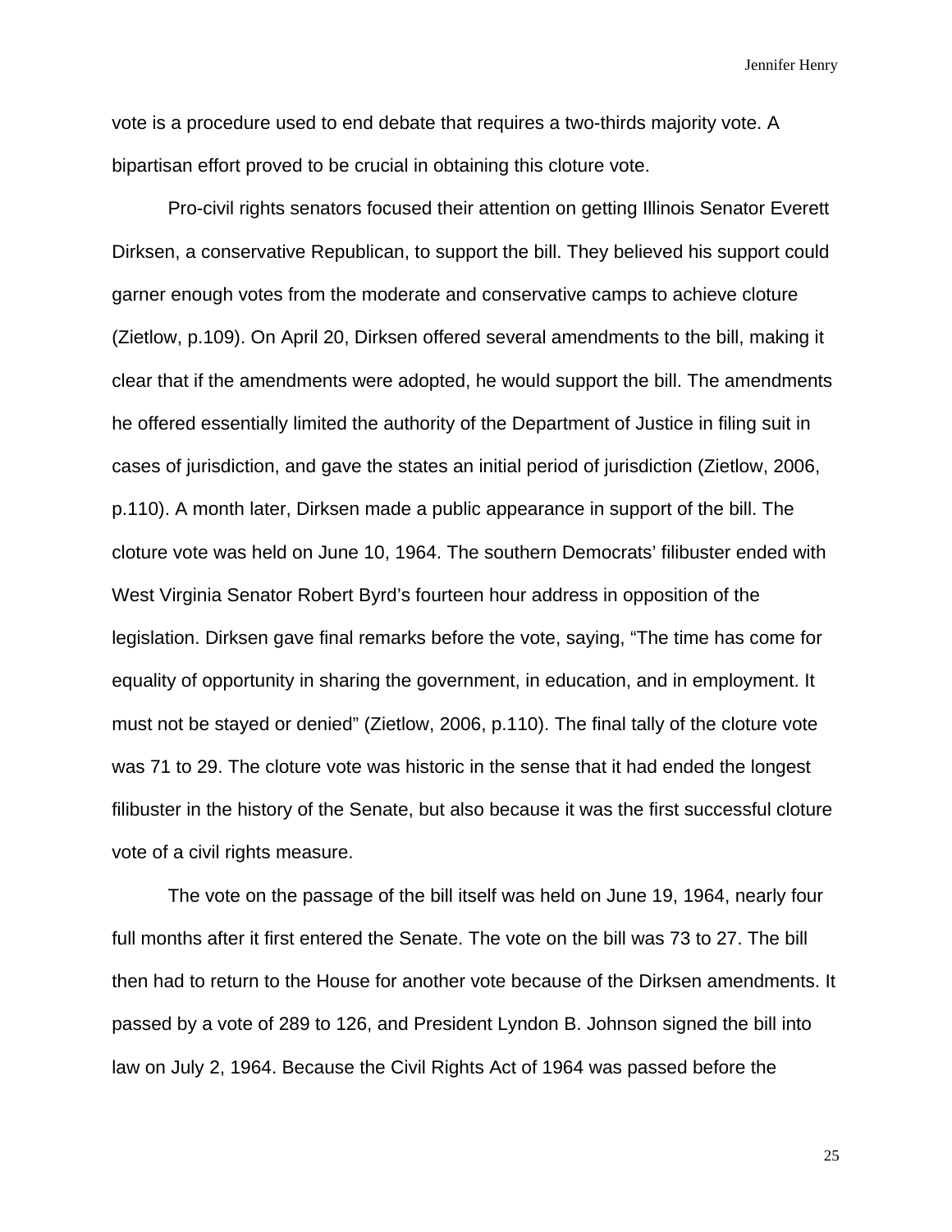vote is a procedure used to end debate that requires a two-thirds majority vote. A bipartisan effort proved to be crucial in obtaining this cloture vote.

Pro-civil rights senators focused their attention on getting Illinois Senator Everett Dirksen, a conservative Republican, to support the bill. They believed his support could garner enough votes from the moderate and conservative camps to achieve cloture (Zietlow, p.109). On April 20, Dirksen offered several amendments to the bill, making it clear that if the amendments were adopted, he would support the bill. The amendments he offered essentially limited the authority of the Department of Justice in filing suit in cases of jurisdiction, and gave the states an initial period of jurisdiction (Zietlow, 2006, p.110). A month later, Dirksen made a public appearance in support of the bill. The cloture vote was held on June 10, 1964. The southern Democrats' filibuster ended with West Virginia Senator Robert Byrd's fourteen hour address in opposition of the legislation. Dirksen gave final remarks before the vote, saying, "The time has come for equality of opportunity in sharing the government, in education, and in employment. It must not be stayed or denied" (Zietlow, 2006, p.110). The final tally of the cloture vote was 71 to 29. The cloture vote was historic in the sense that it had ended the longest filibuster in the history of the Senate, but also because it was the first successful cloture vote of a civil rights measure.

The vote on the passage of the bill itself was held on June 19, 1964, nearly four full months after it first entered the Senate. The vote on the bill was 73 to 27. The bill then had to return to the House for another vote because of the Dirksen amendments. It passed by a vote of 289 to 126, and President Lyndon B. Johnson signed the bill into law on July 2, 1964. Because the Civil Rights Act of 1964 was passed before the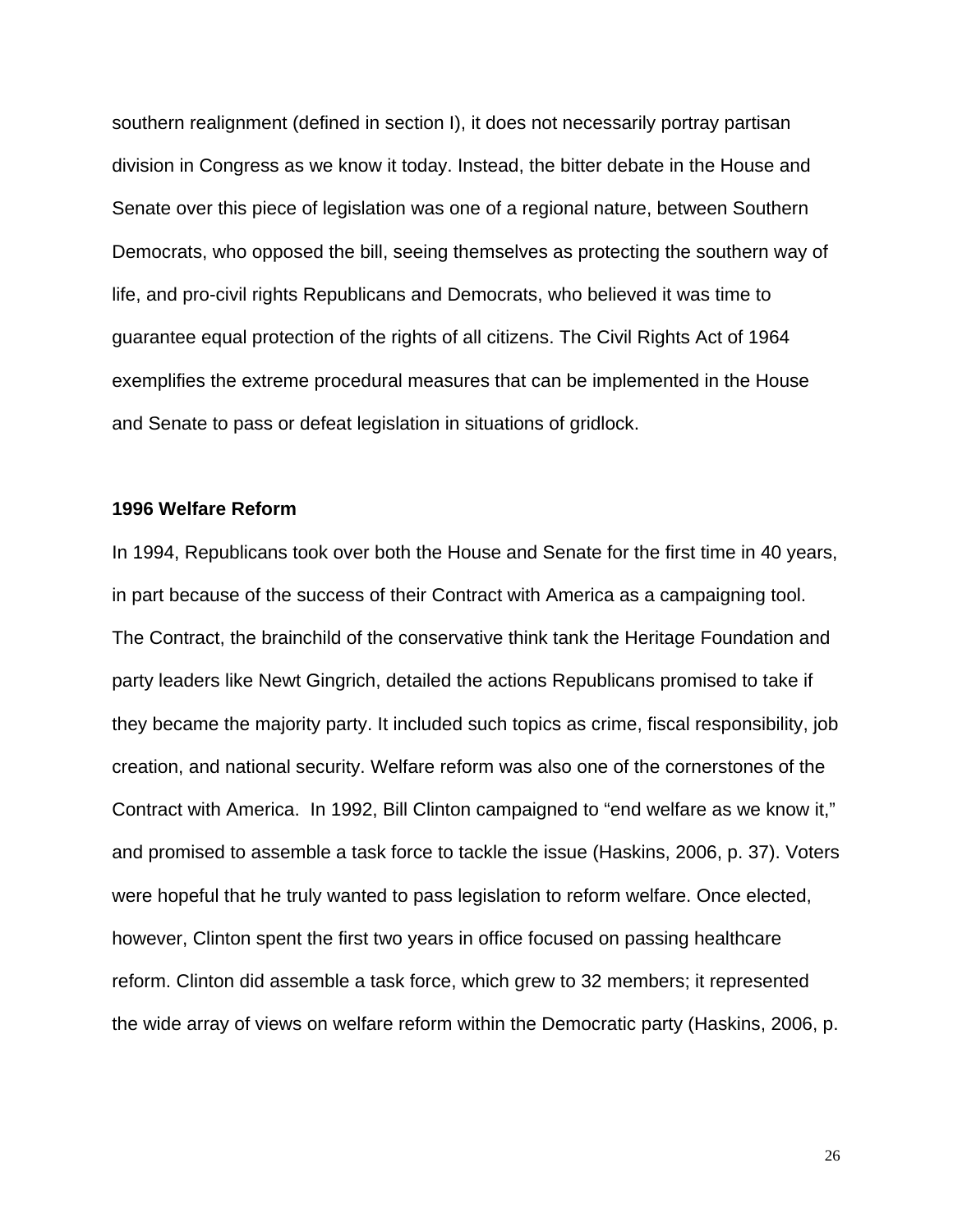southern realignment (defined in section I), it does not necessarily portray partisan division in Congress as we know it today. Instead, the bitter debate in the House and Senate over this piece of legislation was one of a regional nature, between Southern Democrats, who opposed the bill, seeing themselves as protecting the southern way of life, and pro-civil rights Republicans and Democrats, who believed it was time to guarantee equal protection of the rights of all citizens. The Civil Rights Act of 1964 exemplifies the extreme procedural measures that can be implemented in the House and Senate to pass or defeat legislation in situations of gridlock.

**1996 Welfare Reform**

In 1994, Republicans took over both the House and Senate for the first time in 40 years, in part because of the success of their Contract with America as a campaigning tool. The Contract, the brainchild of the conservative think tank the Heritage Foundation and party leaders like Newt Gingrich, detailed the actions Republicans promised to take if they became the majority party. It included such topics as crime, fiscal responsibility, job creation, and national security. Welfare reform was also one of the cornerstones of the Contract with America. In 1992, Bill Clinton campaigned to "end welfare as we know it," and promised to assemble a task force to tackle the issue (Haskins, 2006, p. 37). Voters were hopeful that he truly wanted to pass legislation to reform welfare. Once elected, however, Clinton spent the first two years in office focused on passing healthcare reform. Clinton did assemble a task force, which grew to 32 members; it represented the wide array of views on welfare reform within the Democratic party (Haskins, 2006, p.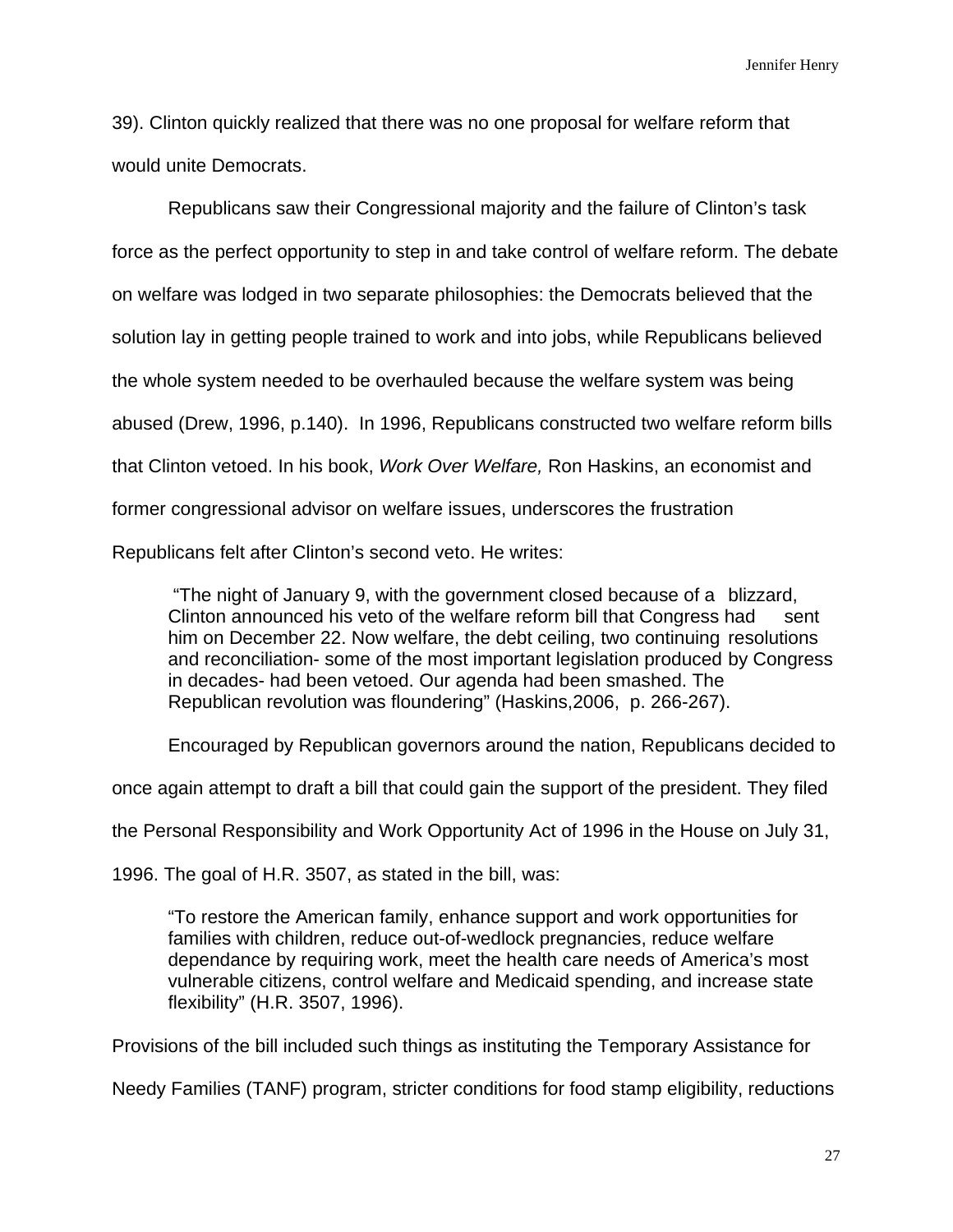39). Clinton quickly realized that there was no one proposal for welfare reform that would unite Democrats.

Republicans saw their Congressional majority and the failure of Clinton's task force as the perfect opportunity to step in and take control of welfare reform. The debate on welfare was lodged in two separate philosophies: the Democrats believed that the solution lay in getting people trained to work and into jobs, while Republicans believed the whole system needed to be overhauled because the welfare system was being abused (Drew, 1996, p.140). In 1996, Republicans constructed two welfare reform bills that Clinton vetoed. In his book, *Work Over Welfare,* Ron Haskins, an economist and former congressional advisor on welfare issues, underscores the frustration Republicans felt after Clinton's second veto. He writes:

> "The night of January 9, with the government closed because of a blizzard, Clinton announced his veto of the welfare reform bill that Congress had sent him on December 22. Now welfare, the debt ceiling, two continuing resolutions and reconciliation- some of the most important legislation produced by Congress in decades- had been vetoed. Our agenda had been smashed. The Republican revolution was floundering" (Haskins,2006, p. 266-267).

Encouraged by Republican governors around the nation, Republicans decided to once again attempt to draft a bill that could gain the support of the president. They filed the Personal Responsibility and Work Opportunity Act of 1996 in the House on July 31, 1996. The goal of H.R. 3507, as stated in the bill, was:

> "To restore the American family, enhance support and work opportunities for families with children, reduce out-of-wedlock pregnancies, reduce welfare dependance by requiring work, meet the health care needs of America's most vulnerable citizens, control welfare and Medicaid spending, and increase state flexibility" (H.R. 3507, 1996).

Provisions of the bill included such things as instituting the Temporary Assistance for Needy Families (TANF) program, stricter conditions for food stamp eligibility, reductions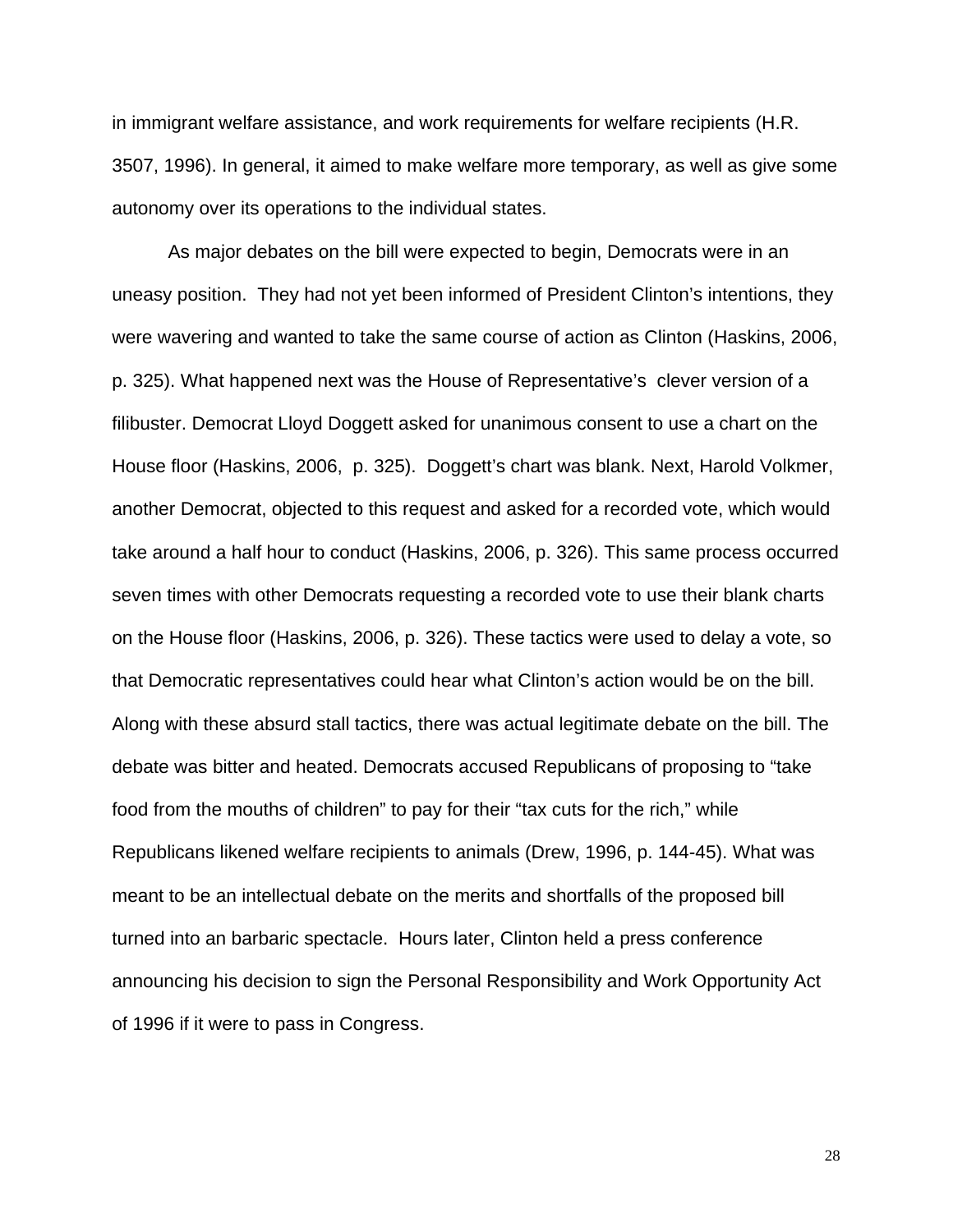in immigrant welfare assistance, and work requirements for welfare recipients (H.R. 3507, 1996). In general, it aimed to make welfare more temporary, as well as give some autonomy over its operations to the individual states.

As major debates on the bill were expected to begin, Democrats were in an uneasy position. They had not yet been informed of President Clinton's intentions, they were wavering and wanted to take the same course of action as Clinton (Haskins, 2006, p. 325). What happened next was the House of Representative's clever version of a filibuster. Democrat Lloyd Doggett asked for unanimous consent to use a chart on the House floor (Haskins, 2006, p. 325). Doggett's chart was blank. Next, Harold Volkmer, another Democrat, objected to this request and asked for a recorded vote, which would take around a half hour to conduct (Haskins, 2006, p. 326). This same process occurred seven times with other Democrats requesting a recorded vote to use their blank charts on the House floor (Haskins, 2006, p. 326). These tactics were used to delay a vote, so that Democratic representatives could hear what Clinton's action would be on the bill. Along with these absurd stall tactics, there was actual legitimate debate on the bill. The debate was bitter and heated. Democrats accused Republicans of proposing to "take food from the mouths of children" to pay for their "tax cuts for the rich," while Republicans likened welfare recipients to animals (Drew, 1996, p. 144-45). What was meant to be an intellectual debate on the merits and shortfalls of the proposed bill turned into an barbaric spectacle. Hours later, Clinton held a press conference announcing his decision to sign the Personal Responsibility and Work Opportunity Act of 1996 if it were to pass in Congress.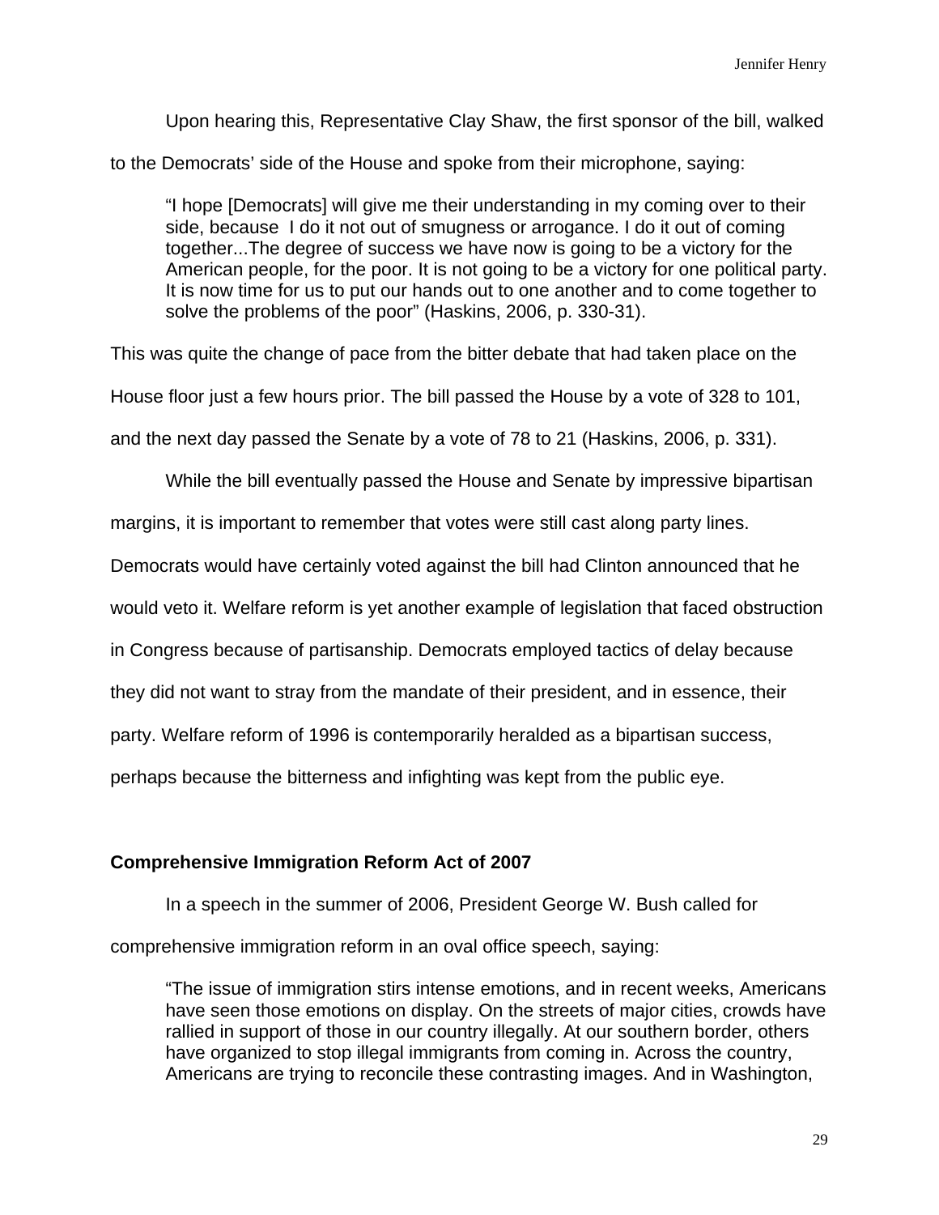Upon hearing this, Representative Clay Shaw, the first sponsor of the bill, walked to the Democrats' side of the House and spoke from their microphone, saying:

> "I hope [Democrats] will give me their understanding in my coming over to their side, because I do it not out of smugness or arrogance. I do it out of coming together...The degree of success we have now is going to be a victory for the American people, for the poor. It is not going to be a victory for one political party. It is now time for us to put our hands out to one another and to come together to solve the problems of the poor" (Haskins, 2006, p. 330-31).

This was quite the change of pace from the bitter debate that had taken place on the House floor just a few hours prior. The bill passed the House by a vote of 328 to 101, and the next day passed the Senate by a vote of 78 to 21 (Haskins, 2006, p. 331).

While the bill eventually passed the House and Senate by impressive bipartisan margins, it is important to remember that votes were still cast along party lines. Democrats would have certainly voted against the bill had Clinton announced that he would veto it. Welfare reform is yet another example of legislation that faced obstruction in Congress because of partisanship. Democrats employed tactics of delay because they did not want to stray from the mandate of their president, and in essence, their party. Welfare reform of 1996 is contemporarily heralded as a bipartisan success, perhaps because the bitterness and infighting was kept from the public eye.

**Comprehensive Immigration Reform Act of 2007**

In a speech in the summer of 2006, President George W. Bush called for comprehensive immigration reform in an oval office speech, saying:

> "The issue of immigration stirs intense emotions, and in recent weeks, Americans have seen those emotions on display. On the streets of major cities, crowds have rallied in support of those in our country illegally. At our southern border, others have organized to stop illegal immigrants from coming in. Across the country, Americans are trying to reconcile these contrasting images. And in Washington,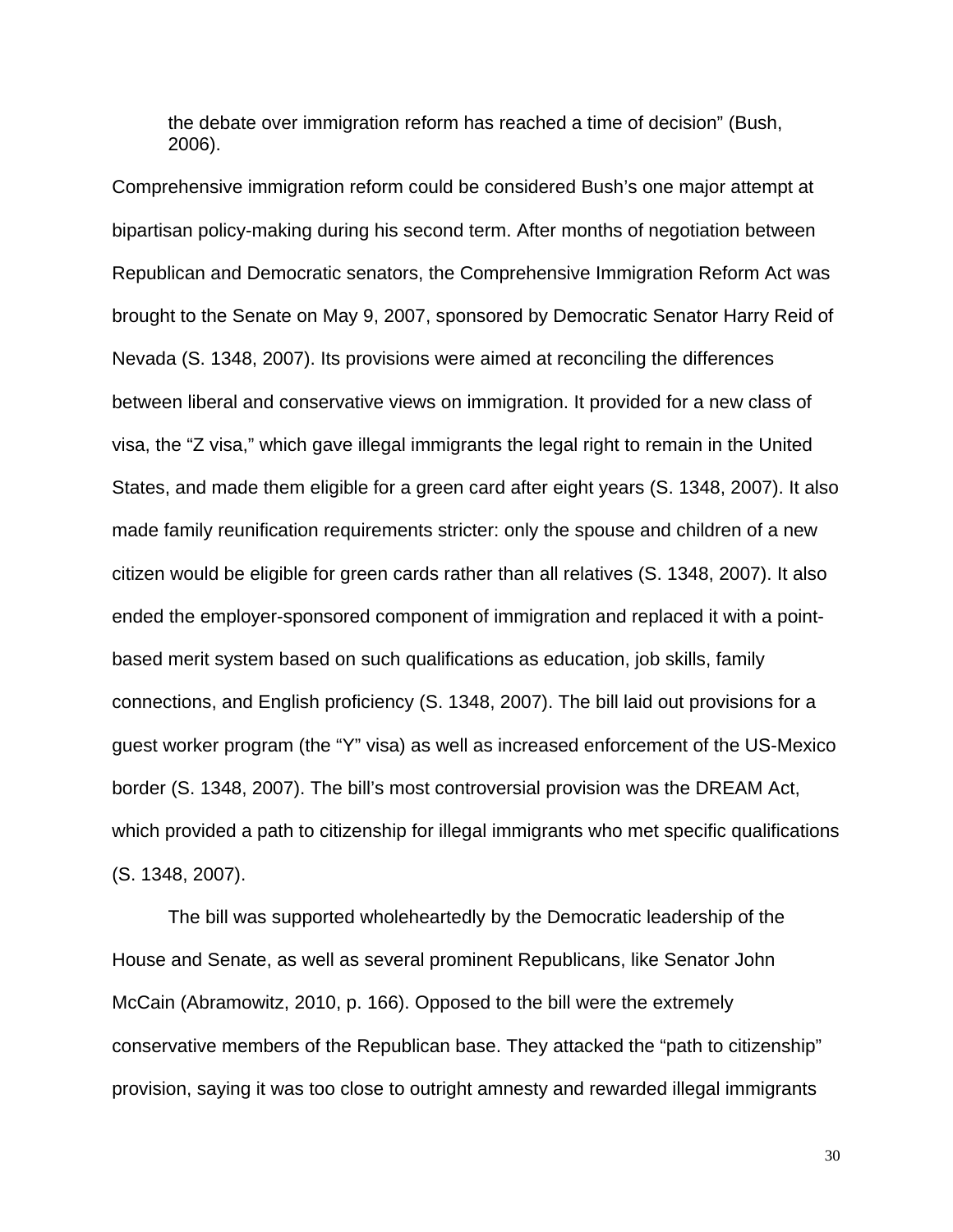> the debate over immigration reform has reached a time of decision" (Bush, 2006).

Comprehensive immigration reform could be considered Bush's one major attempt at bipartisan policy-making during his second term. After months of negotiation between Republican and Democratic senators, the Comprehensive Immigration Reform Act was brought to the Senate on May 9, 2007, sponsored by Democratic Senator Harry Reid of Nevada (S. 1348, 2007). Its provisions were aimed at reconciling the differences between liberal and conservative views on immigration. It provided for a new class of visa, the "Z visa," which gave illegal immigrants the legal right to remain in the United States, and made them eligible for a green card after eight years (S. 1348, 2007). It also made family reunification requirements stricter: only the spouse and children of a new citizen would be eligible for green cards rather than all relatives (S. 1348, 2007). It also ended the employer-sponsored component of immigration and replaced it with a point-based merit system based on such qualifications as education, job skills, family connections, and English proficiency (S. 1348, 2007). The bill laid out provisions for a guest worker program (the "Y" visa) as well as increased enforcement of the US-Mexico border (S. 1348, 2007). The bill's most controversial provision was the DREAM Act, which provided a path to citizenship for illegal immigrants who met specific qualifications (S. 1348, 2007).

The bill was supported wholeheartedly by the Democratic leadership of the House and Senate, as well as several prominent Republicans, like Senator John McCain (Abramowitz, 2010, p. 166). Opposed to the bill were the extremely conservative members of the Republican base. They attacked the "path to citizenship" provision, saying it was too close to outright amnesty and rewarded illegal immigrants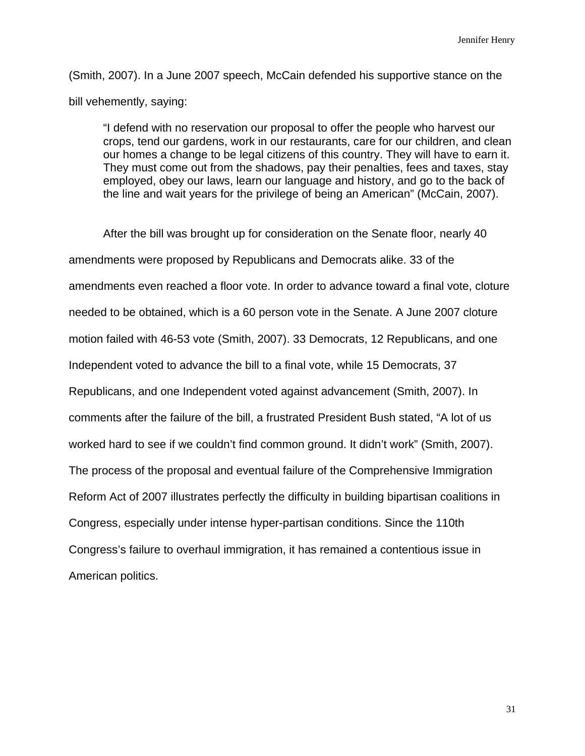(Smith, 2007). In a June 2007 speech, McCain defended his supportive stance on the bill vehemently, saying:

> "I defend with no reservation our proposal to offer the people who harvest our crops, tend our gardens, work in our restaurants, care for our children, and clean our homes a change to be legal citizens of this country. They will have to earn it. They must come out from the shadows, pay their penalties, fees and taxes, stay employed, obey our laws, learn our language and history, and go to the back of the line and wait years for the privilege of being an American" (McCain, 2007).

After the bill was brought up for consideration on the Senate floor, nearly 40 amendments were proposed by Republicans and Democrats alike. 33 of the amendments even reached a floor vote. In order to advance toward a final vote, cloture needed to be obtained, which is a 60 person vote in the Senate. A June 2007 cloture motion failed with 46-53 vote (Smith, 2007). 33 Democrats, 12 Republicans, and one Independent voted to advance the bill to a final vote, while 15 Democrats, 37 Republicans, and one Independent voted against advancement (Smith, 2007). In comments after the failure of the bill, a frustrated President Bush stated, "A lot of us worked hard to see if we couldn't find common ground. It didn't work" (Smith, 2007). The process of the proposal and eventual failure of the Comprehensive Immigration Reform Act of 2007 illustrates perfectly the difficulty in building bipartisan coalitions in Congress, especially under intense hyper-partisan conditions. Since the 110th Congress's failure to overhaul immigration, it has remained a contentious issue in American politics.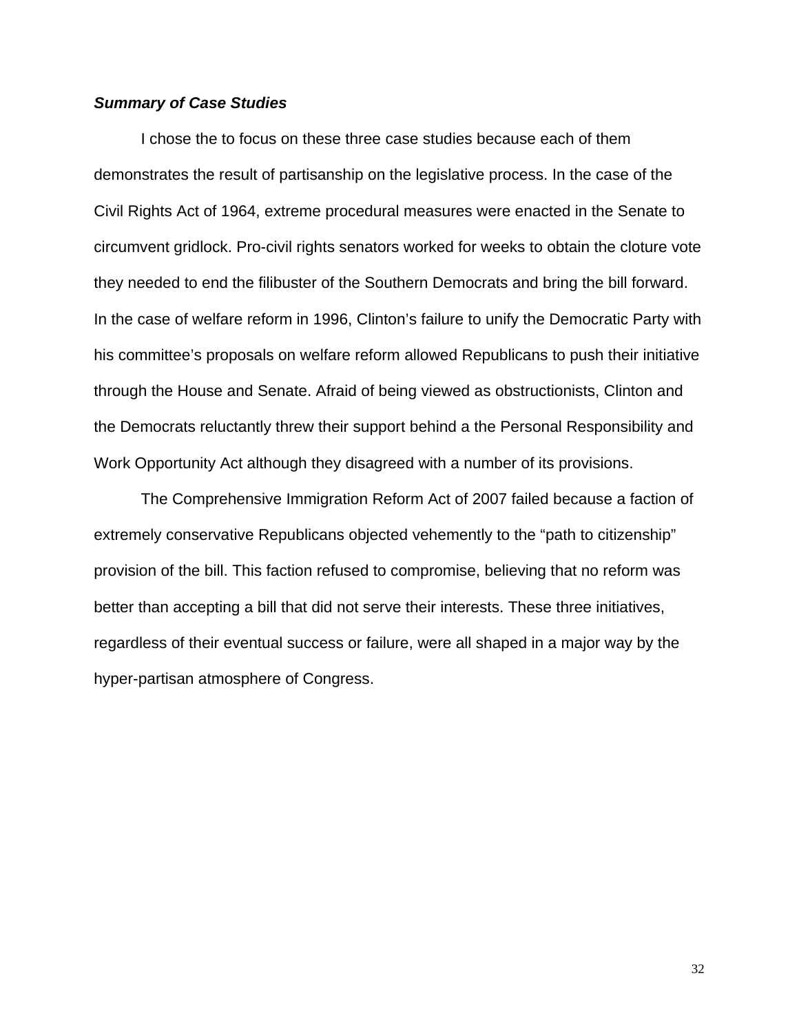***Summary of Case Studies***

I chose the to focus on these three case studies because each of them demonstrates the result of partisanship on the legislative process. In the case of the Civil Rights Act of 1964, extreme procedural measures were enacted in the Senate to circumvent gridlock. Pro-civil rights senators worked for weeks to obtain the cloture vote they needed to end the filibuster of the Southern Democrats and bring the bill forward. In the case of welfare reform in 1996, Clinton's failure to unify the Democratic Party with his committee's proposals on welfare reform allowed Republicans to push their initiative through the House and Senate. Afraid of being viewed as obstructionists, Clinton and the Democrats reluctantly threw their support behind a the Personal Responsibility and Work Opportunity Act although they disagreed with a number of its provisions.

The Comprehensive Immigration Reform Act of 2007 failed because a faction of extremely conservative Republicans objected vehemently to the "path to citizenship" provision of the bill. This faction refused to compromise, believing that no reform was better than accepting a bill that did not serve their interests. These three initiatives, regardless of their eventual success or failure, were all shaped in a major way by the hyper-partisan atmosphere of Congress.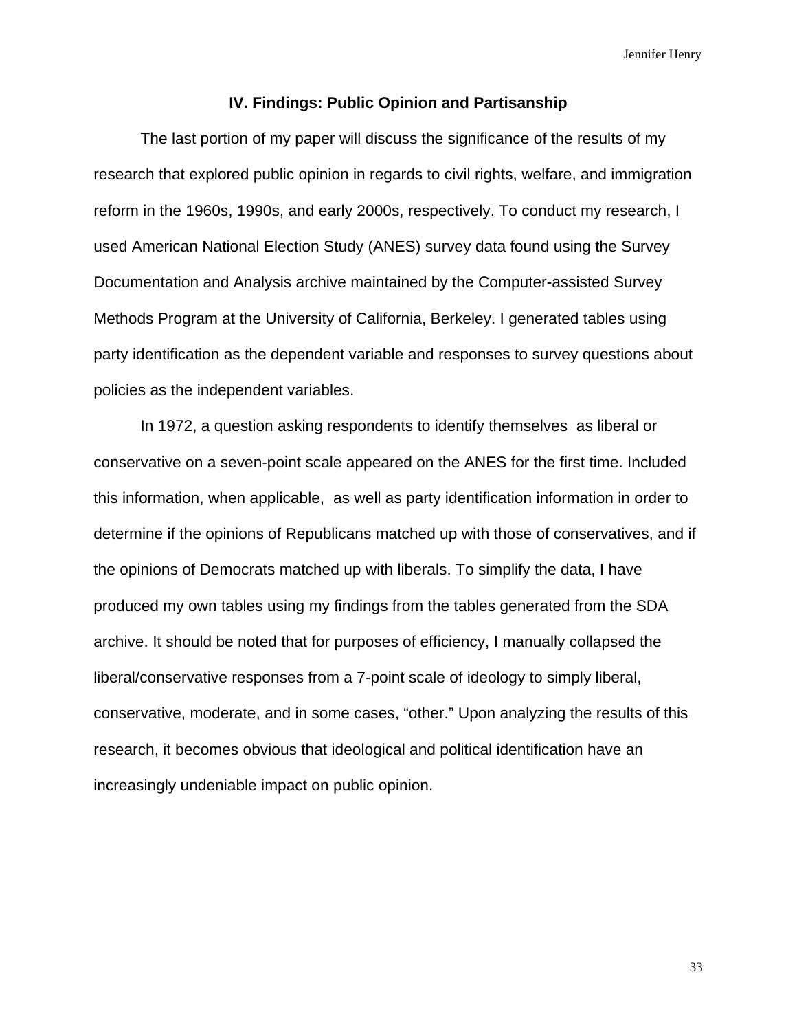### IV. Findings: Public Opinion and Partisanship

The last portion of my paper will discuss the significance of the results of my research that explored public opinion in regards to civil rights, welfare, and immigration reform in the 1960s, 1990s, and early 2000s, respectively. To conduct my research, I used American National Election Study (ANES) survey data found using the Survey Documentation and Analysis archive maintained by the Computer-assisted Survey Methods Program at the University of California, Berkeley. I generated tables using party identification as the dependent variable and responses to survey questions about policies as the independent variables.

In 1972, a question asking respondents to identify themselves as liberal or conservative on a seven-point scale appeared on the ANES for the first time. Included this information, when applicable, as well as party identification information in order to determine if the opinions of Republicans matched up with those of conservatives, and if the opinions of Democrats matched up with liberals. To simplify the data, I have produced my own tables using my findings from the tables generated from the SDA archive. It should be noted that for purposes of efficiency, I manually collapsed the liberal/conservative responses from a 7-point scale of ideology to simply liberal, conservative, moderate, and in some cases, "other." Upon analyzing the results of this research, it becomes obvious that ideological and political identification have an increasingly undeniable impact on public opinion.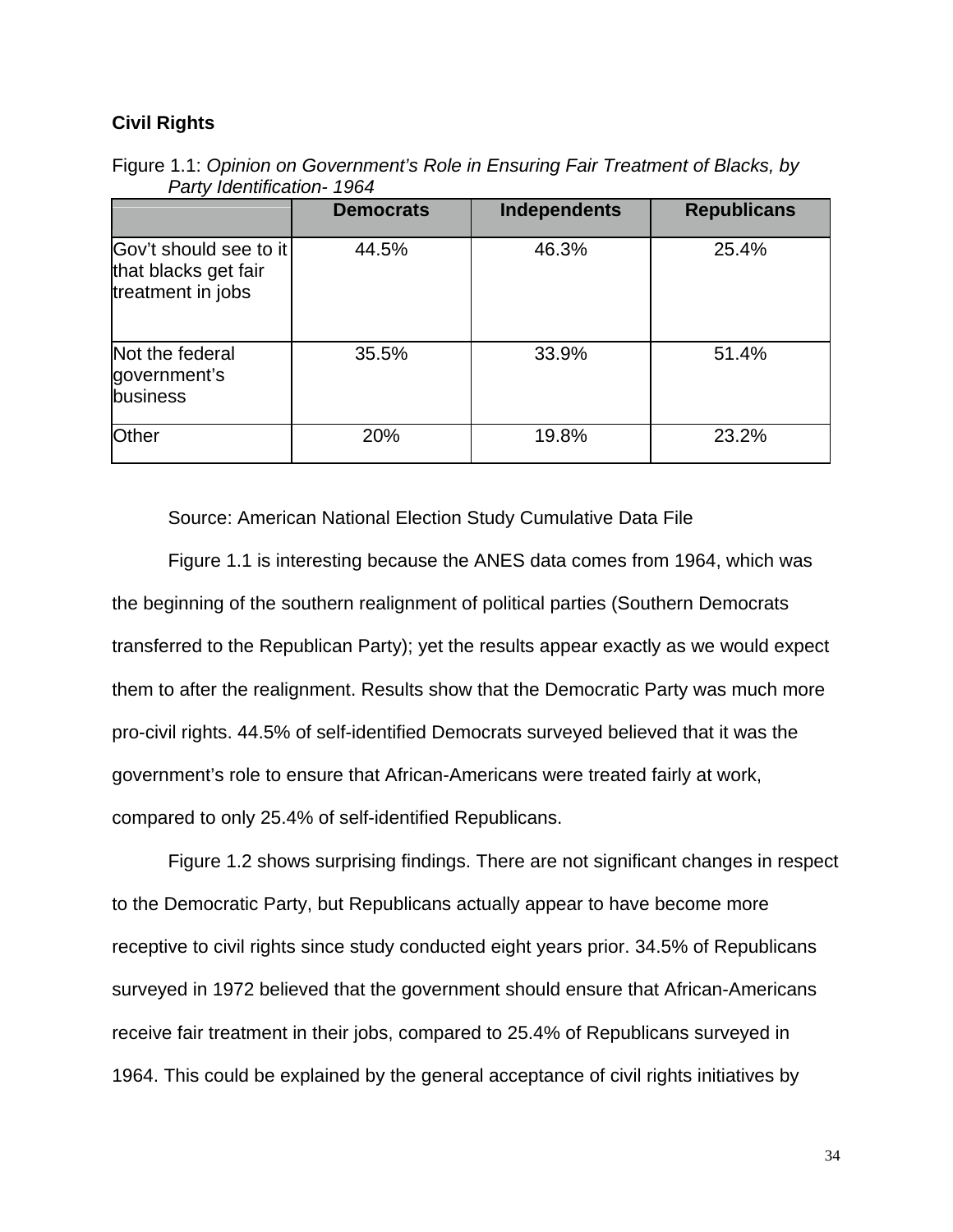**Civil Rights**

Figure 1.1: *Opinion on Government's Role in Ensuring Fair Treatment of Blacks, by Party Identification- 1964*

| | Democrats | Independents | Republicans |
|---|---|---|---|
| Gov't should see to it that blacks get fair treatment in jobs | 44.5% | 46.3% | 25.4% |
| Not the federal government's business | 35.5% | 33.9% | 51.4% |
| Other | 20% | 19.8% | 23.2% |

Source: American National Election Study Cumulative Data File

Figure 1.1 is interesting because the ANES data comes from 1964, which was the beginning of the southern realignment of political parties (Southern Democrats transferred to the Republican Party); yet the results appear exactly as we would expect them to after the realignment. Results show that the Democratic Party was much more pro-civil rights. 44.5% of self-identified Democrats surveyed believed that it was the government's role to ensure that African-Americans were treated fairly at work, compared to only 25.4% of self-identified Republicans.

Figure 1.2 shows surprising findings. There are not significant changes in respect to the Democratic Party, but Republicans actually appear to have become more receptive to civil rights since study conducted eight years prior. 34.5% of Republicans surveyed in 1972 believed that the government should ensure that African-Americans receive fair treatment in their jobs, compared to 25.4% of Republicans surveyed in 1964. This could be explained by the general acceptance of civil rights initiatives by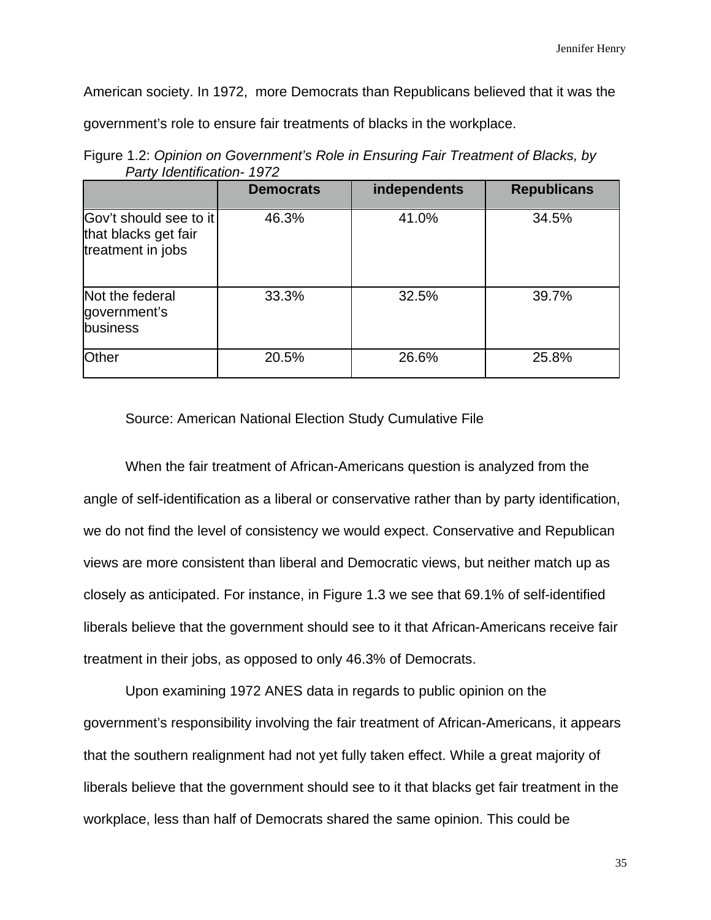American society. In 1972, more Democrats than Republicans believed that it was the government's role to ensure fair treatments of blacks in the workplace.

Figure 1.2: *Opinion on Government's Role in Ensuring Fair Treatment of Blacks, by Party Identification- 1972*

| | Democrats | independents | Republicans |
|---|---|---|---|
| Gov't should see to it that blacks get fair treatment in jobs | 46.3% | 41.0% | 34.5% |
| Not the federal government's business | 33.3% | 32.5% | 39.7% |
| Other | 20.5% | 26.6% | 25.8% |

Source: American National Election Study Cumulative File

When the fair treatment of African-Americans question is analyzed from the angle of self-identification as a liberal or conservative rather than by party identification, we do not find the level of consistency we would expect. Conservative and Republican views are more consistent than liberal and Democratic views, but neither match up as closely as anticipated. For instance, in Figure 1.3 we see that 69.1% of self-identified liberals believe that the government should see to it that African-Americans receive fair treatment in their jobs, as opposed to only 46.3% of Democrats.

Upon examining 1972 ANES data in regards to public opinion on the government's responsibility involving the fair treatment of African-Americans, it appears that the southern realignment had not yet fully taken effect. While a great majority of liberals believe that the government should see to it that blacks get fair treatment in the workplace, less than half of Democrats shared the same opinion. This could be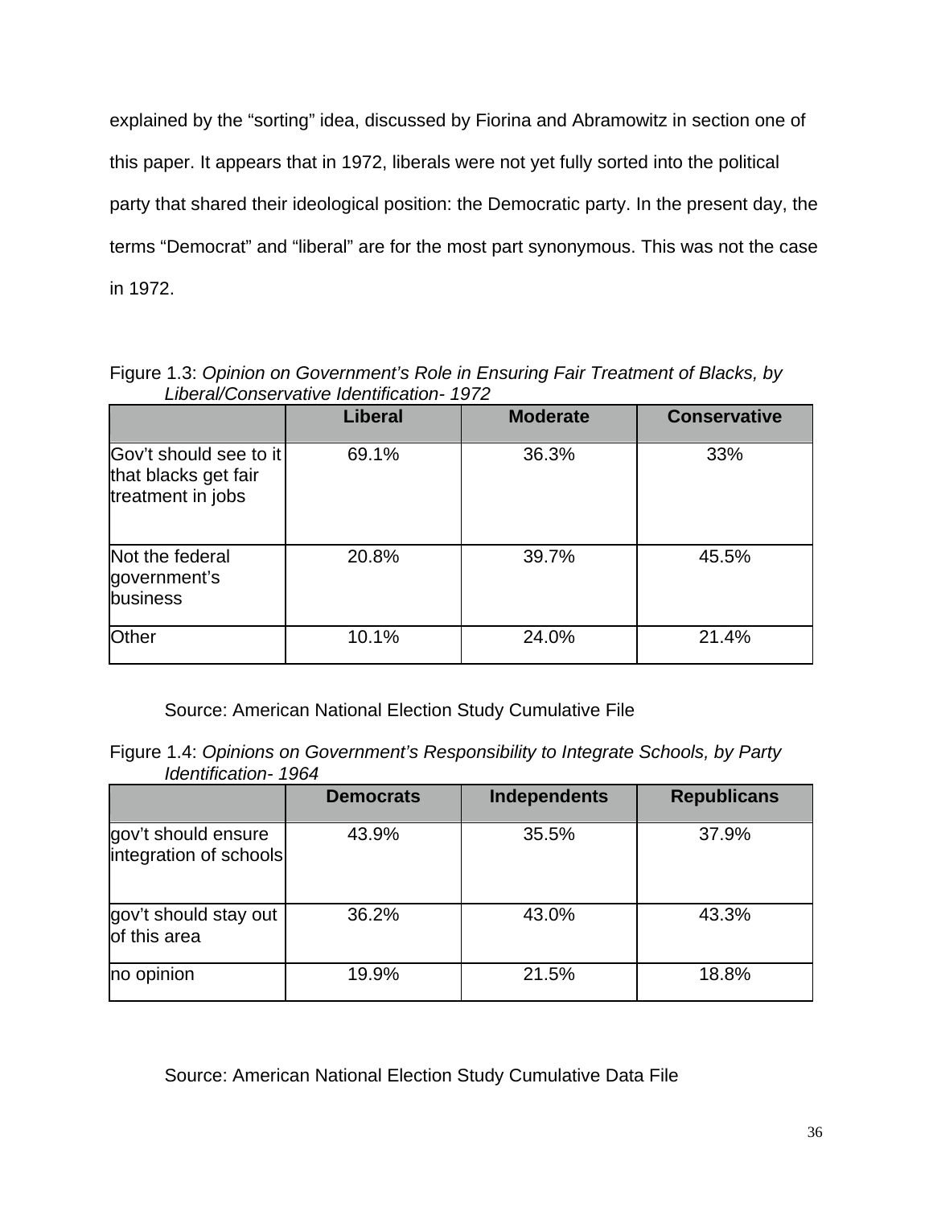explained by the “sorting” idea, discussed by Fiorina and Abramowitz in section one of this paper. It appears that in 1972, liberals were not yet fully sorted into the political party that shared their ideological position: the Democratic party. In the present day, the terms “Democrat” and “liberal” are for the most part synonymous. This was not the case in 1972.

Figure 1.3: *Opinion on Government's Role in Ensuring Fair Treatment of Blacks, by Liberal/Conservative Identification- 1972*

| | **Liberal** | **Moderate** | **Conservative** |
|---|---|---|---|
| Gov't should see to it that blacks get fair treatment in jobs | 69.1% | 36.3% | 33% |
| Not the federal government's business | 20.8% | 39.7% | 45.5% |
| Other | 10.1% | 24.0% | 21.4% |

Source: American National Election Study Cumulative File

Figure 1.4: *Opinions on Government's Responsibility to Integrate Schools, by Party Identification- 1964*

| | **Democrats** | **Independents** | **Republicans** |
|---|---|---|---|
| gov't should ensure integration of schools | 43.9% | 35.5% | 37.9% |
| gov't should stay out of this area | 36.2% | 43.0% | 43.3% |
| no opinion | 19.9% | 21.5% | 18.8% |

Source: American National Election Study Cumulative Data File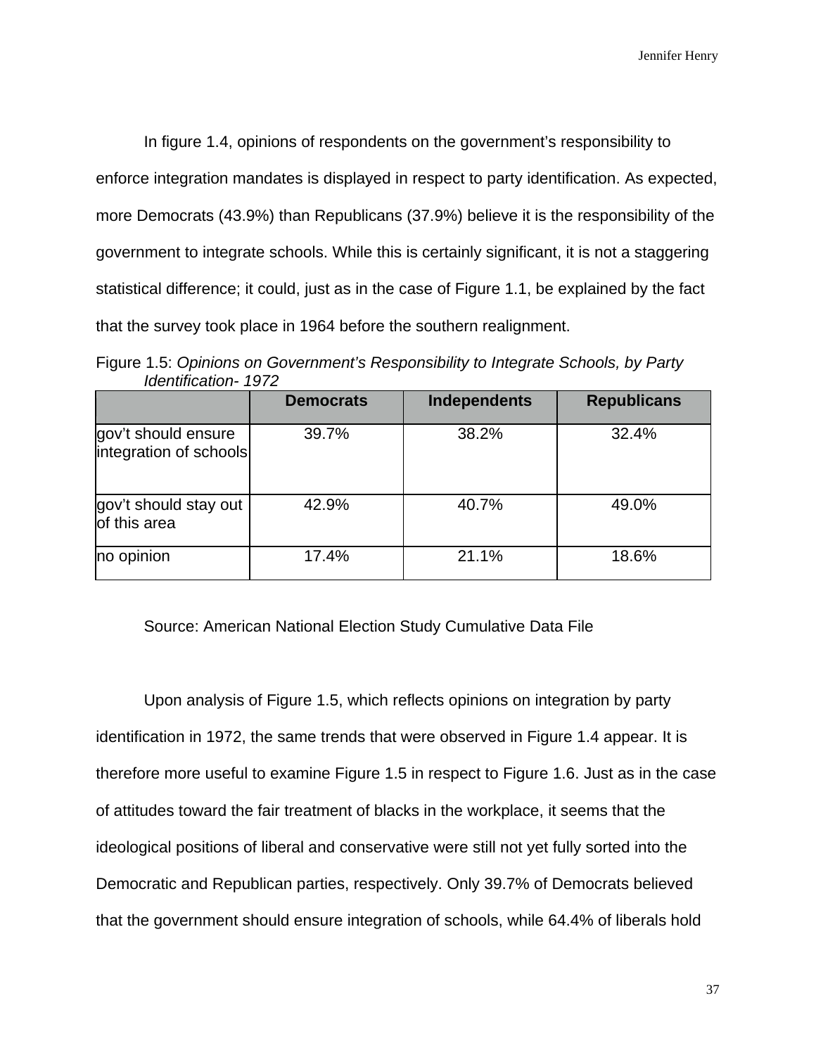In figure 1.4, opinions of respondents on the government's responsibility to enforce integration mandates is displayed in respect to party identification. As expected, more Democrats (43.9%) than Republicans (37.9%) believe it is the responsibility of the government to integrate schools. While this is certainly significant, it is not a staggering statistical difference; it could, just as in the case of Figure 1.1, be explained by the fact that the survey took place in 1964 before the southern realignment.

Figure 1.5: *Opinions on Government's Responsibility to Integrate Schools, by Party Identification- 1972*

| | **Democrats** | **Independents** | **Republicans** |
|---|---|---|---|
| gov't should ensure integration of schools | 39.7% | 38.2% | 32.4% |
| gov't should stay out of this area | 42.9% | 40.7% | 49.0% |
| no opinion | 17.4% | 21.1% | 18.6% |

Source: American National Election Study Cumulative Data File

Upon analysis of Figure 1.5, which reflects opinions on integration by party identification in 1972, the same trends that were observed in Figure 1.4 appear. It is therefore more useful to examine Figure 1.5 in respect to Figure 1.6. Just as in the case of attitudes toward the fair treatment of blacks in the workplace, it seems that the ideological positions of liberal and conservative were still not yet fully sorted into the Democratic and Republican parties, respectively. Only 39.7% of Democrats believed that the government should ensure integration of schools, while 64.4% of liberals hold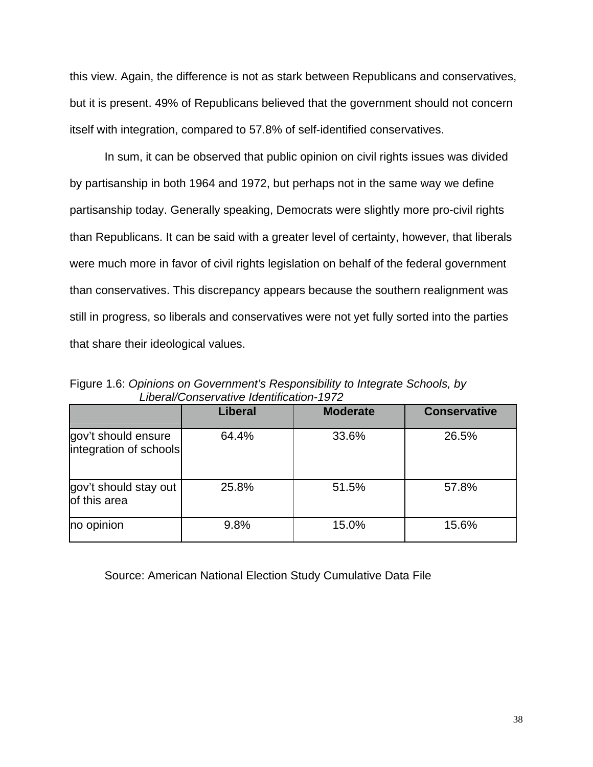this view. Again, the difference is not as stark between Republicans and conservatives, but it is present. 49% of Republicans believed that the government should not concern itself with integration, compared to 57.8% of self-identified conservatives.

In sum, it can be observed that public opinion on civil rights issues was divided by partisanship in both 1964 and 1972, but perhaps not in the same way we define partisanship today. Generally speaking, Democrats were slightly more pro-civil rights than Republicans. It can be said with a greater level of certainty, however, that liberals were much more in favor of civil rights legislation on behalf of the federal government than conservatives. This discrepancy appears because the southern realignment was still in progress, so liberals and conservatives were not yet fully sorted into the parties that share their ideological values.

Figure 1.6: *Opinions on Government's Responsibility to Integrate Schools, by Liberal/Conservative Identification-1972*

| | **Liberal** | **Moderate** | **Conservative** |
|---|---|---|---|
| gov't should ensure integration of schools | 64.4% | 33.6% | 26.5% |
| gov't should stay out of this area | 25.8% | 51.5% | 57.8% |
| no opinion | 9.8% | 15.0% | 15.6% |

Source: American National Election Study Cumulative Data File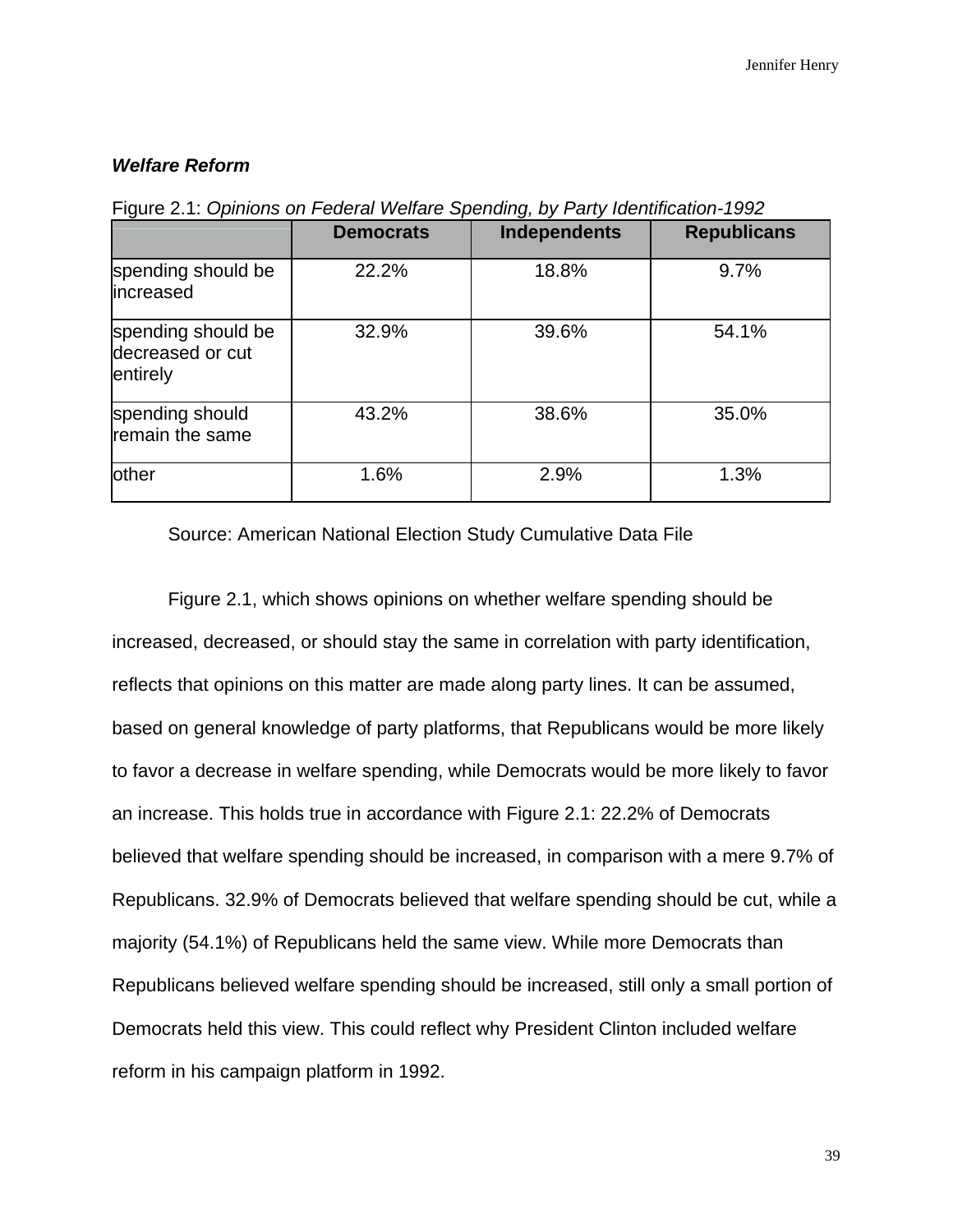***Welfare Reform***

Figure 2.1: *Opinions on Federal Welfare Spending, by Party Identification-1992*

| | Democrats | Independents | Republicans |
|---|---|---|---|
| spending should be increased | 22.2% | 18.8% | 9.7% |
| spending should be decreased or cut entirely | 32.9% | 39.6% | 54.1% |
| spending should remain the same | 43.2% | 38.6% | 35.0% |
| other | 1.6% | 2.9% | 1.3% |

Source: American National Election Study Cumulative Data File

Figure 2.1, which shows opinions on whether welfare spending should be increased, decreased, or should stay the same in correlation with party identification, reflects that opinions on this matter are made along party lines. It can be assumed, based on general knowledge of party platforms, that Republicans would be more likely to favor a decrease in welfare spending, while Democrats would be more likely to favor an increase. This holds true in accordance with Figure 2.1: 22.2% of Democrats believed that welfare spending should be increased, in comparison with a mere 9.7% of Republicans. 32.9% of Democrats believed that welfare spending should be cut, while a majority (54.1%) of Republicans held the same view. While more Democrats than Republicans believed welfare spending should be increased, still only a small portion of Democrats held this view. This could reflect why President Clinton included welfare reform in his campaign platform in 1992.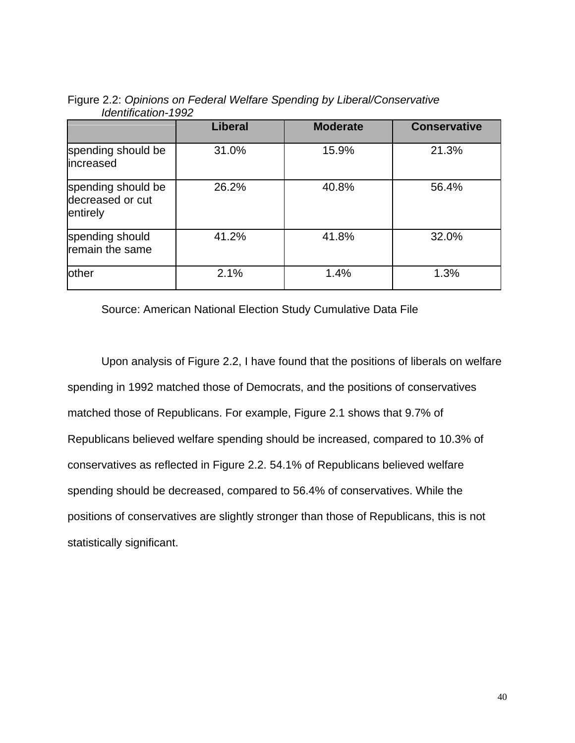Figure 2.2: *Opinions on Federal Welfare Spending by Liberal/Conservative Identification-1992*

| | **Liberal** | **Moderate** | **Conservative** |
|---|---|---|---|
| spending should be increased | 31.0% | 15.9% | 21.3% |
| spending should be decreased or cut entirely | 26.2% | 40.8% | 56.4% |
| spending should remain the same | 41.2% | 41.8% | 32.0% |
| other | 2.1% | 1.4% | 1.3% |

Source: American National Election Study Cumulative Data File

Upon analysis of Figure 2.2, I have found that the positions of liberals on welfare spending in 1992 matched those of Democrats, and the positions of conservatives matched those of Republicans. For example, Figure 2.1 shows that 9.7% of Republicans believed welfare spending should be increased, compared to 10.3% of conservatives as reflected in Figure 2.2. 54.1% of Republicans believed welfare spending should be decreased, compared to 56.4% of conservatives. While the positions of conservatives are slightly stronger than those of Republicans, this is not statistically significant.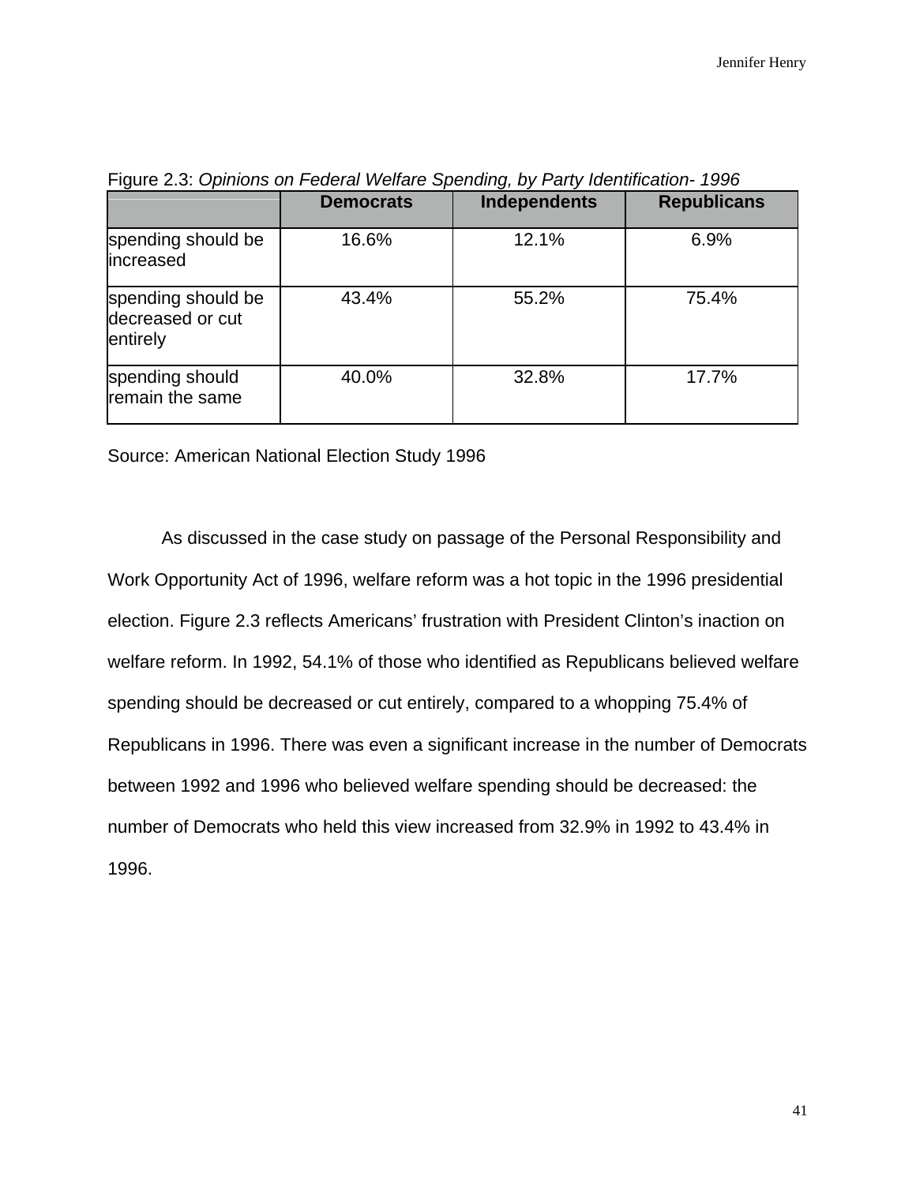Figure 2.3: *Opinions on Federal Welfare Spending, by Party Identification- 1996*

| | Democrats | Independents | Republicans |
|---|---|---|---|
| spending should be increased | 16.6% | 12.1% | 6.9% |
| spending should be decreased or cut entirely | 43.4% | 55.2% | 75.4% |
| spending should remain the same | 40.0% | 32.8% | 17.7% |

Source: American National Election Study 1996

As discussed in the case study on passage of the Personal Responsibility and Work Opportunity Act of 1996, welfare reform was a hot topic in the 1996 presidential election. Figure 2.3 reflects Americans' frustration with President Clinton's inaction on welfare reform. In 1992, 54.1% of those who identified as Republicans believed welfare spending should be decreased or cut entirely, compared to a whopping 75.4% of Republicans in 1996. There was even a significant increase in the number of Democrats between 1992 and 1996 who believed welfare spending should be decreased: the number of Democrats who held this view increased from 32.9% in 1992 to 43.4% in 1996.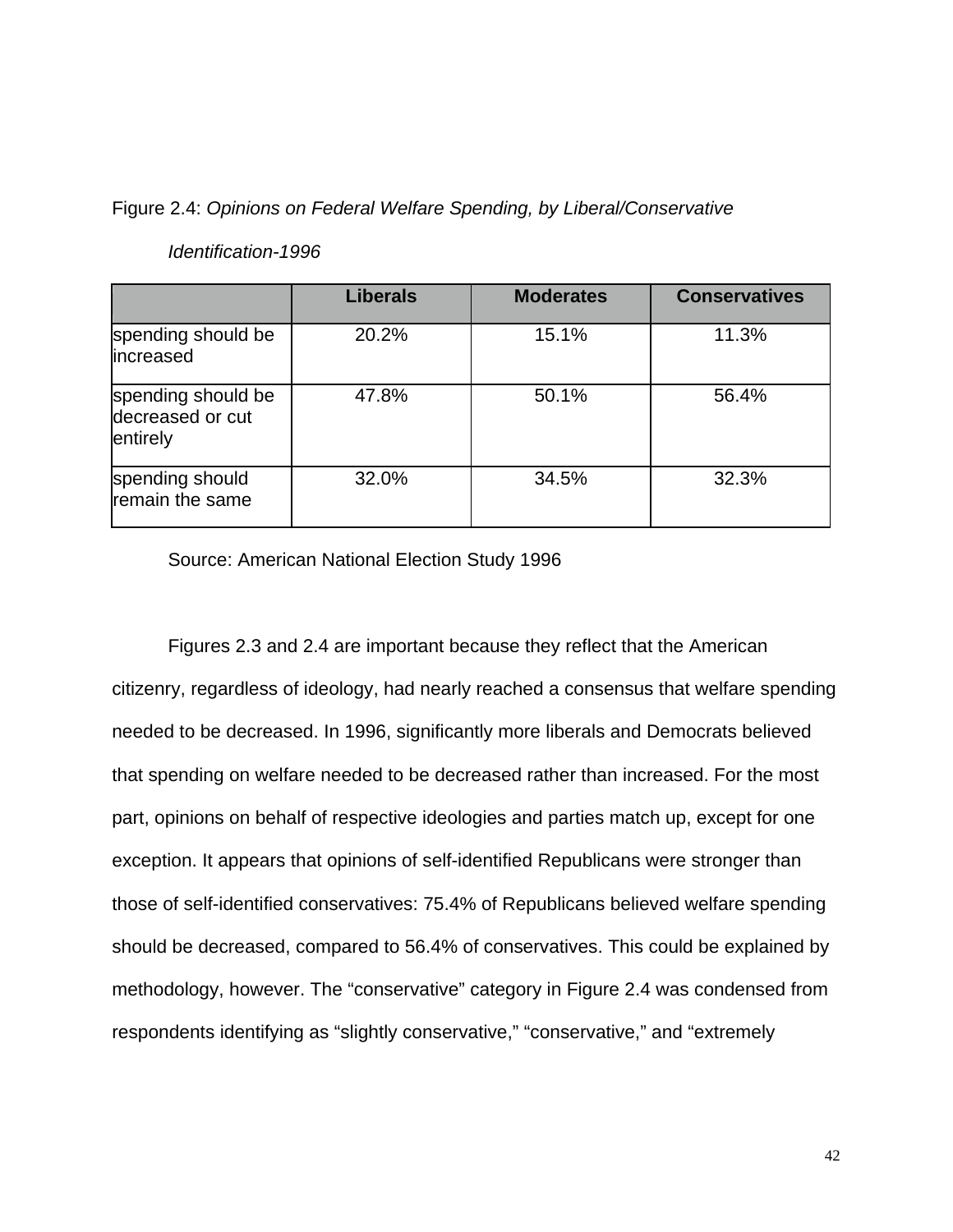Figure 2.4: *Opinions on Federal Welfare Spending, by Liberal/Conservative Identification-1996*

| | Liberals | Moderates | Conservatives |
|---|---|---|---|
| spending should be increased | 20.2% | 15.1% | 11.3% |
| spending should be decreased or cut entirely | 47.8% | 50.1% | 56.4% |
| spending should remain the same | 32.0% | 34.5% | 32.3% |

Source: American National Election Study 1996

Figures 2.3 and 2.4 are important because they reflect that the American citizenry, regardless of ideology, had nearly reached a consensus that welfare spending needed to be decreased. In 1996, significantly more liberals and Democrats believed that spending on welfare needed to be decreased rather than increased. For the most part, opinions on behalf of respective ideologies and parties match up, except for one exception. It appears that opinions of self-identified Republicans were stronger than those of self-identified conservatives: 75.4% of Republicans believed welfare spending should be decreased, compared to 56.4% of conservatives. This could be explained by methodology, however. The "conservative" category in Figure 2.4 was condensed from respondents identifying as "slightly conservative," "conservative," and "extremely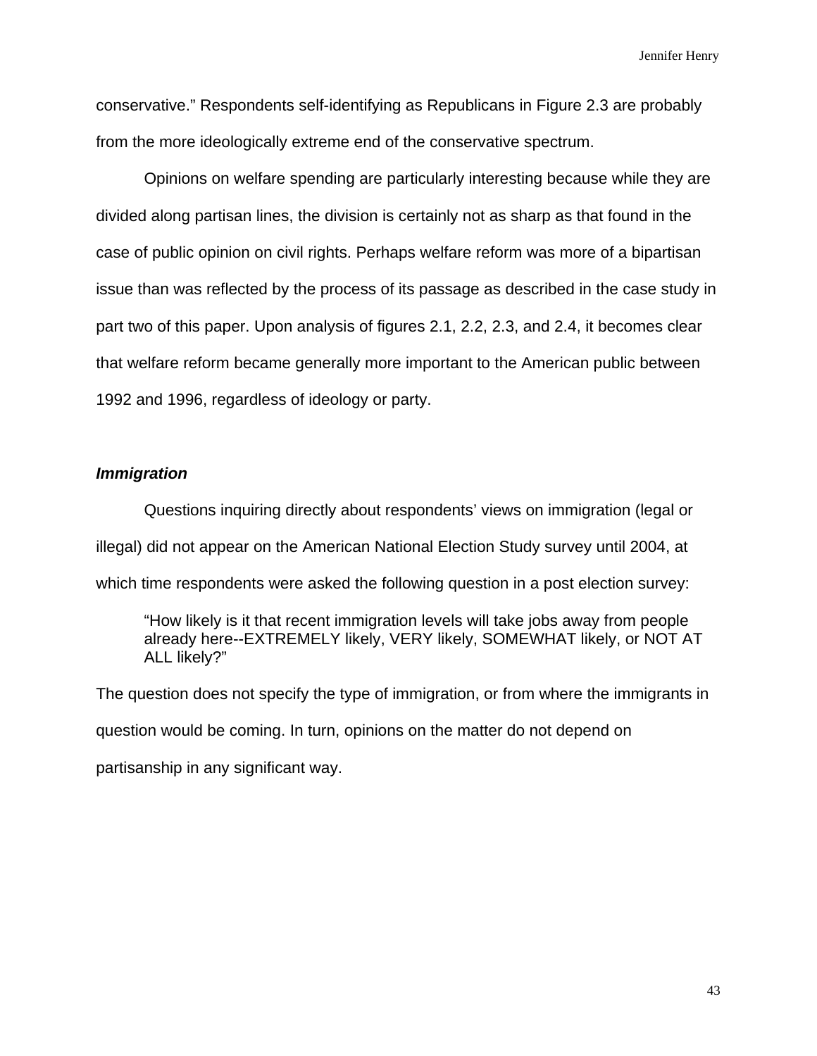conservative." Respondents self-identifying as Republicans in Figure 2.3 are probably from the more ideologically extreme end of the conservative spectrum.

Opinions on welfare spending are particularly interesting because while they are divided along partisan lines, the division is certainly not as sharp as that found in the case of public opinion on civil rights. Perhaps welfare reform was more of a bipartisan issue than was reflected by the process of its passage as described in the case study in part two of this paper. Upon analysis of figures 2.1, 2.2, 2.3, and 2.4, it becomes clear that welfare reform became generally more important to the American public between 1992 and 1996, regardless of ideology or party.

### *Immigration*

Questions inquiring directly about respondents' views on immigration (legal or illegal) did not appear on the American National Election Study survey until 2004, at which time respondents were asked the following question in a post election survey:

> "How likely is it that recent immigration levels will take jobs away from people already here--EXTREMELY likely, VERY likely, SOMEWHAT likely, or NOT AT ALL likely?"

The question does not specify the type of immigration, or from where the immigrants in question would be coming. In turn, opinions on the matter do not depend on partisanship in any significant way.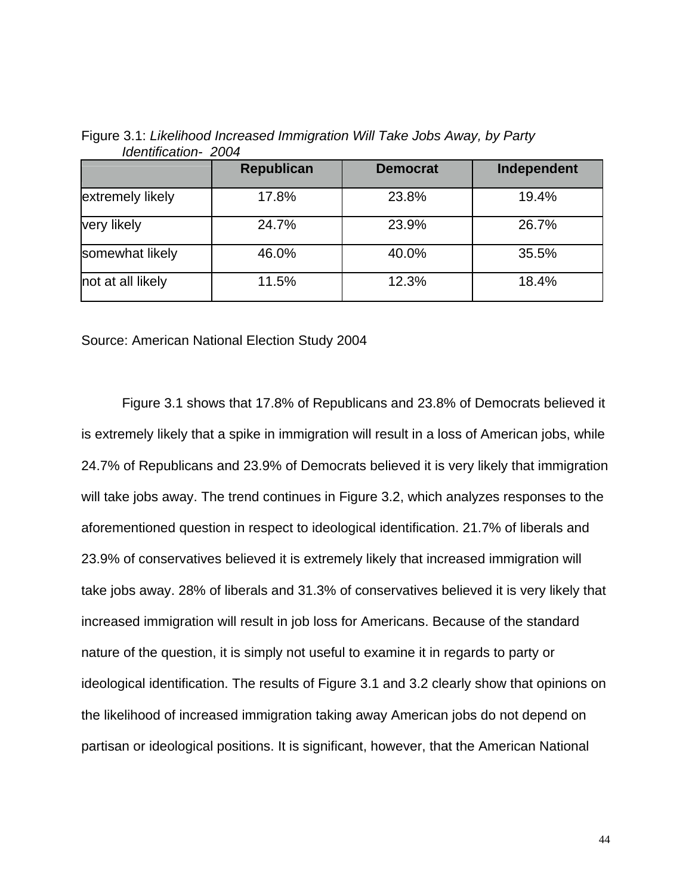Figure 3.1: *Likelihood Increased Immigration Will Take Jobs Away, by Party Identification- 2004*

| | Republican | Democrat | Independent |
|---|---|---|---|
| extremely likely | 17.8% | 23.8% | 19.4% |
| very likely | 24.7% | 23.9% | 26.7% |
| somewhat likely | 46.0% | 40.0% | 35.5% |
| not at all likely | 11.5% | 12.3% | 18.4% |

Source: American National Election Study 2004

Figure 3.1 shows that 17.8% of Republicans and 23.8% of Democrats believed it is extremely likely that a spike in immigration will result in a loss of American jobs, while 24.7% of Republicans and 23.9% of Democrats believed it is very likely that immigration will take jobs away. The trend continues in Figure 3.2, which analyzes responses to the aforementioned question in respect to ideological identification. 21.7% of liberals and 23.9% of conservatives believed it is extremely likely that increased immigration will take jobs away. 28% of liberals and 31.3% of conservatives believed it is very likely that increased immigration will result in job loss for Americans. Because of the standard nature of the question, it is simply not useful to examine it in regards to party or ideological identification. The results of Figure 3.1 and 3.2 clearly show that opinions on the likelihood of increased immigration taking away American jobs do not depend on partisan or ideological positions. It is significant, however, that the American National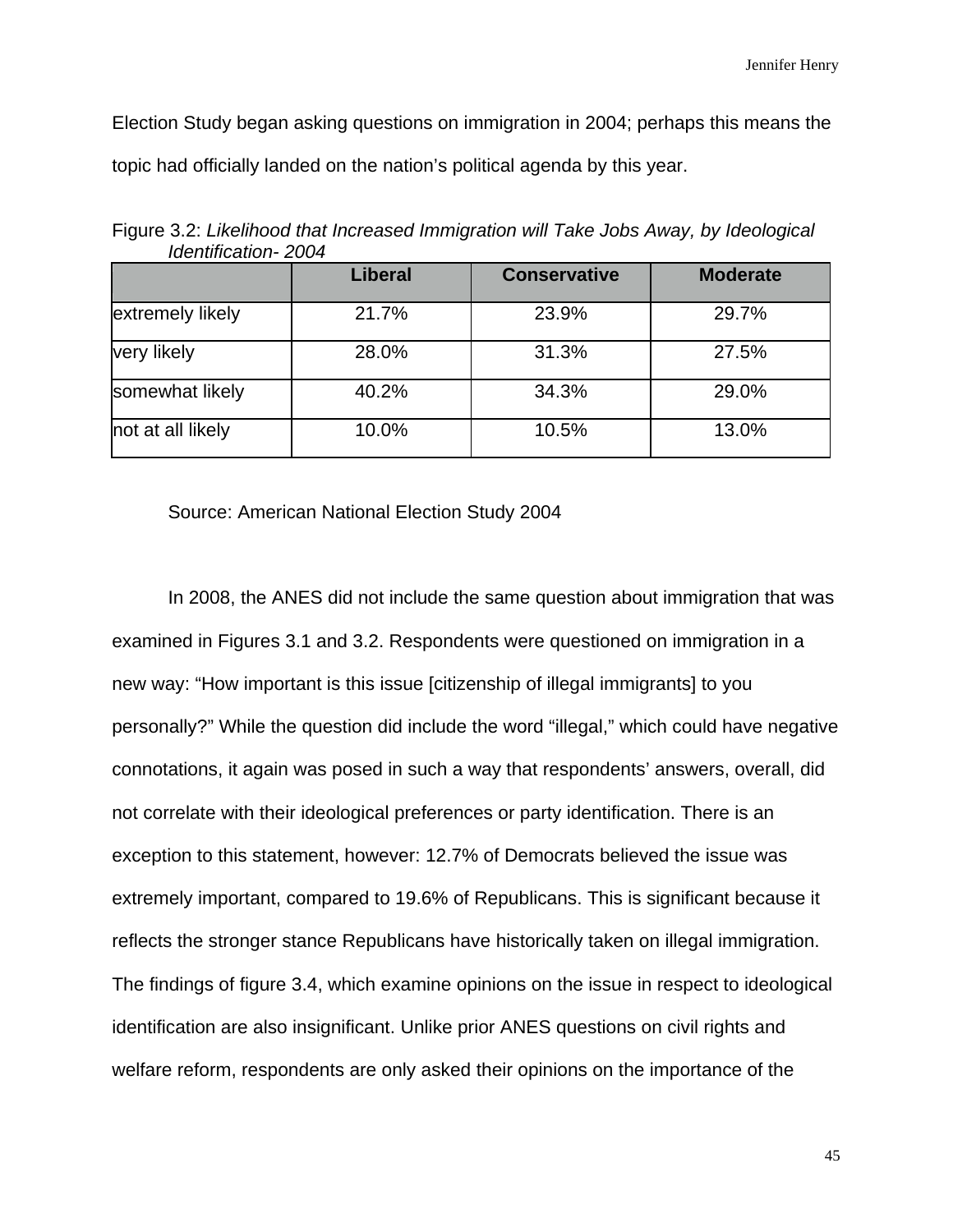Election Study began asking questions on immigration in 2004; perhaps this means the topic had officially landed on the nation's political agenda by this year.

Figure 3.2: *Likelihood that Increased Immigration will Take Jobs Away, by Ideological Identification- 2004*

| | **Liberal** | **Conservative** | **Moderate** |
|---|---|---|---|
| extremely likely | 21.7% | 23.9% | 29.7% |
| very likely | 28.0% | 31.3% | 27.5% |
| somewhat likely | 40.2% | 34.3% | 29.0% |
| not at all likely | 10.0% | 10.5% | 13.0% |

Source: American National Election Study 2004

In 2008, the ANES did not include the same question about immigration that was examined in Figures 3.1 and 3.2. Respondents were questioned on immigration in a new way: "How important is this issue [citizenship of illegal immigrants] to you personally?" While the question did include the word "illegal," which could have negative connotations, it again was posed in such a way that respondents' answers, overall, did not correlate with their ideological preferences or party identification. There is an exception to this statement, however: 12.7% of Democrats believed the issue was extremely important, compared to 19.6% of Republicans. This is significant because it reflects the stronger stance Republicans have historically taken on illegal immigration. The findings of figure 3.4, which examine opinions on the issue in respect to ideological identification are also insignificant. Unlike prior ANES questions on civil rights and welfare reform, respondents are only asked their opinions on the importance of the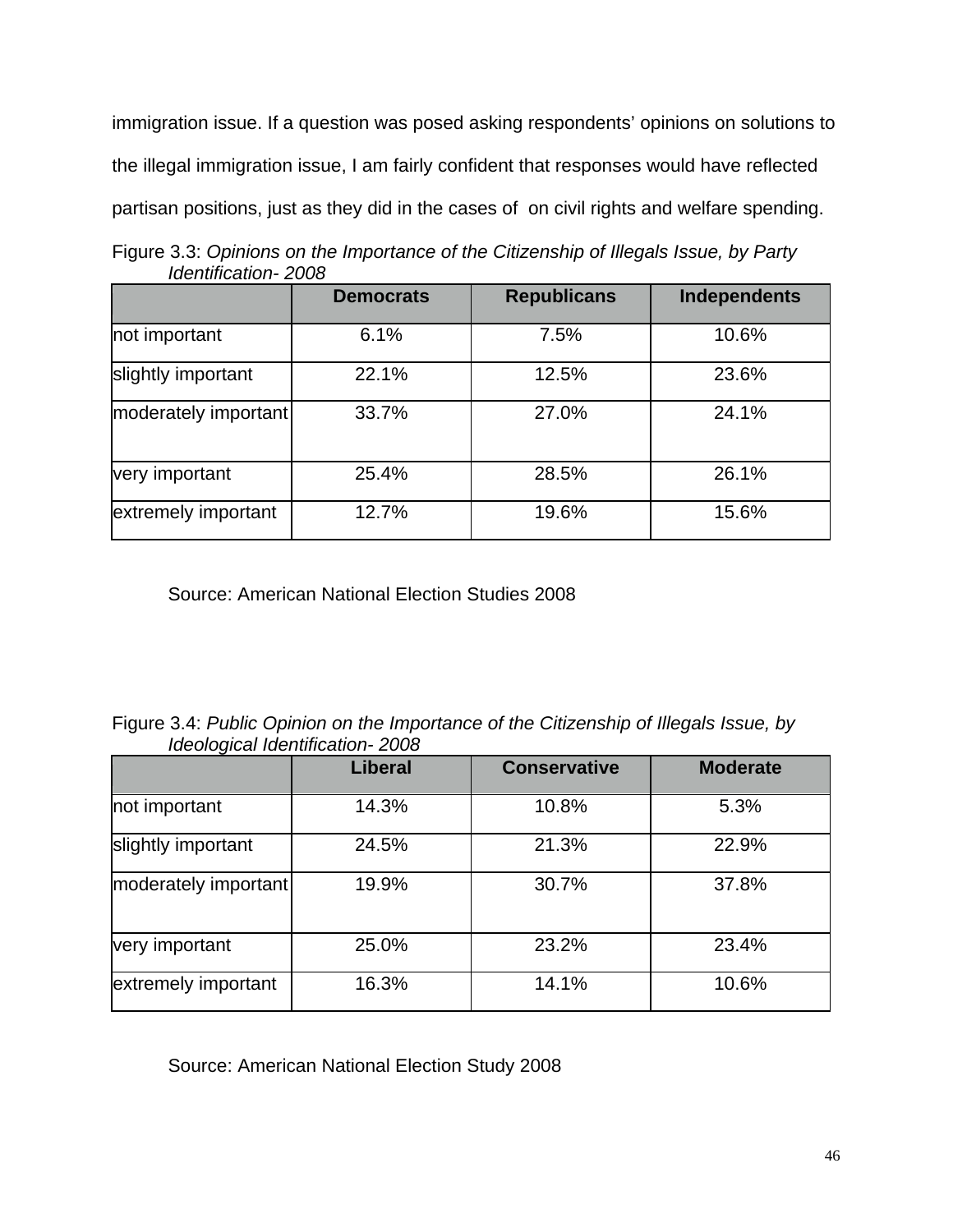immigration issue. If a question was posed asking respondents' opinions on solutions to the illegal immigration issue, I am fairly confident that responses would have reflected partisan positions, just as they did in the cases of on civil rights and welfare spending.

Figure 3.3: *Opinions on the Importance of the Citizenship of Illegals Issue, by Party Identification- 2008*

| | Democrats | Republicans | Independents |
|---|---|---|---|
| not important | 6.1% | 7.5% | 10.6% |
| slightly important | 22.1% | 12.5% | 23.6% |
| moderately important | 33.7% | 27.0% | 24.1% |
| very important | 25.4% | 28.5% | 26.1% |
| extremely important | 12.7% | 19.6% | 15.6% |

Source: American National Election Studies 2008

Figure 3.4: *Public Opinion on the Importance of the Citizenship of Illegals Issue, by Ideological Identification- 2008*

| | Liberal | Conservative | Moderate |
|---|---|---|---|
| not important | 14.3% | 10.8% | 5.3% |
| slightly important | 24.5% | 21.3% | 22.9% |
| moderately important | 19.9% | 30.7% | 37.8% |
| very important | 25.0% | 23.2% | 23.4% |
| extremely important | 16.3% | 14.1% | 10.6% |

Source: American National Election Study 2008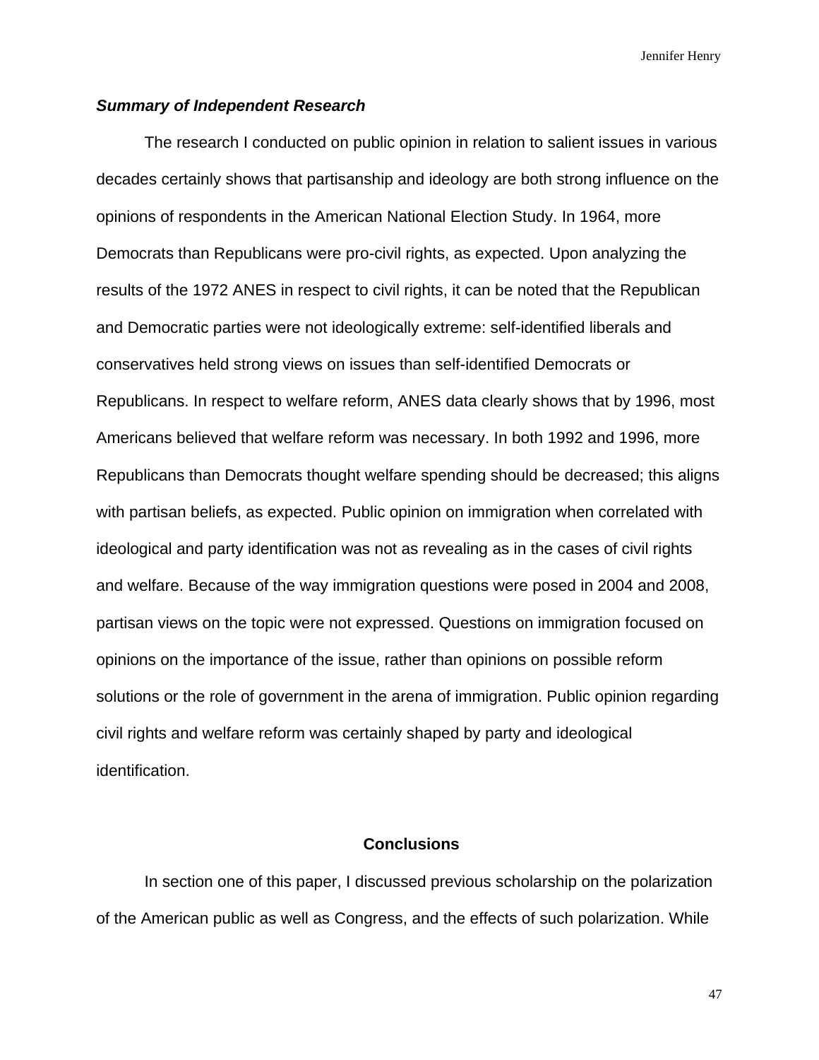***Summary of Independent Research***

The research I conducted on public opinion in relation to salient issues in various decades certainly shows that partisanship and ideology are both strong influence on the opinions of respondents in the American National Election Study. In 1964, more Democrats than Republicans were pro-civil rights, as expected. Upon analyzing the results of the 1972 ANES in respect to civil rights, it can be noted that the Republican and Democratic parties were not ideologically extreme: self-identified liberals and conservatives held strong views on issues than self-identified Democrats or Republicans. In respect to welfare reform, ANES data clearly shows that by 1996, most Americans believed that welfare reform was necessary. In both 1992 and 1996, more Republicans than Democrats thought welfare spending should be decreased; this aligns with partisan beliefs, as expected. Public opinion on immigration when correlated with ideological and party identification was not as revealing as in the cases of civil rights and welfare. Because of the way immigration questions were posed in 2004 and 2008, partisan views on the topic were not expressed. Questions on immigration focused on opinions on the importance of the issue, rather than opinions on possible reform solutions or the role of government in the arena of immigration. Public opinion regarding civil rights and welfare reform was certainly shaped by party and ideological identification.

## Conclusions

In section one of this paper, I discussed previous scholarship on the polarization of the American public as well as Congress, and the effects of such polarization. While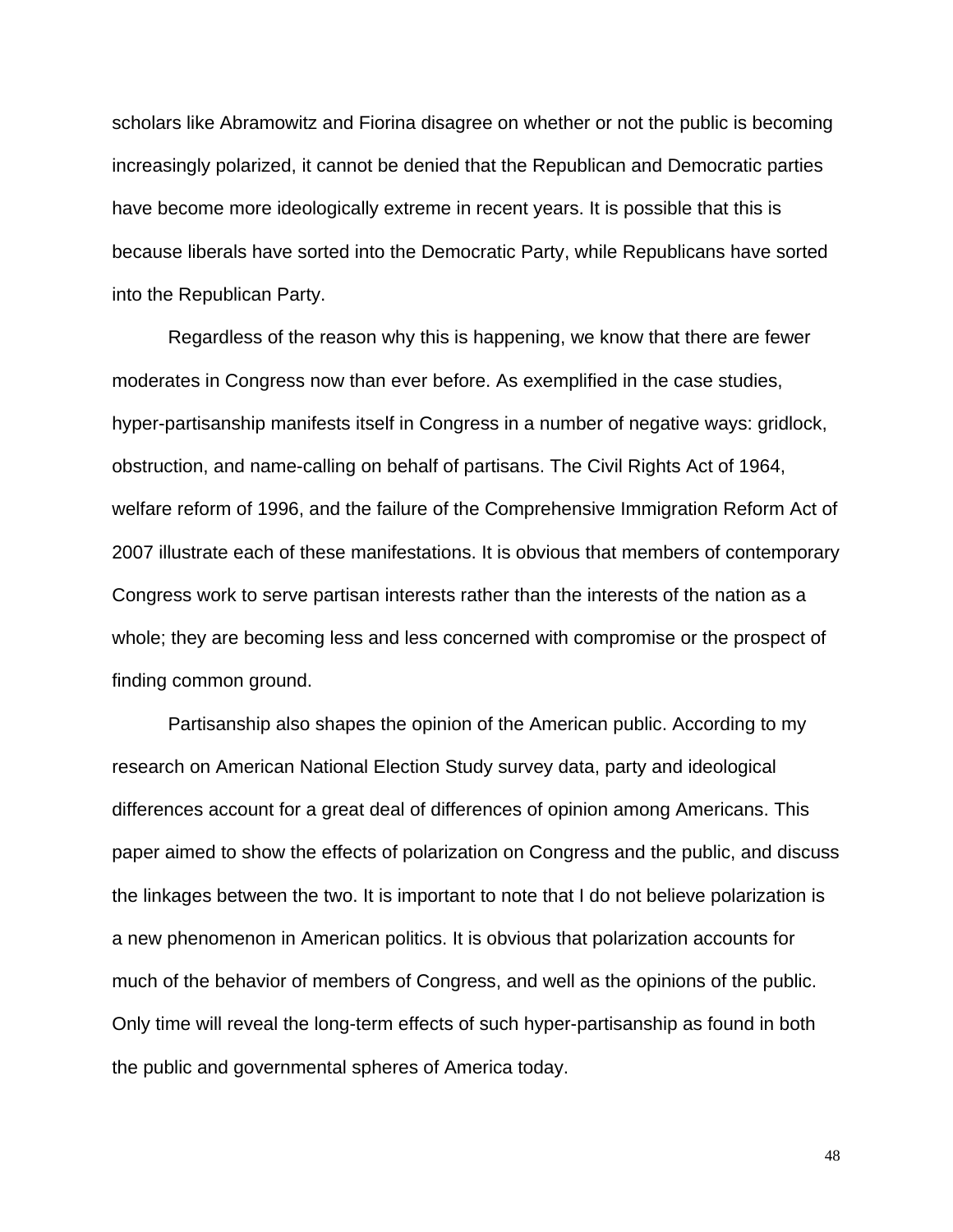scholars like Abramowitz and Fiorina disagree on whether or not the public is becoming increasingly polarized, it cannot be denied that the Republican and Democratic parties have become more ideologically extreme in recent years. It is possible that this is because liberals have sorted into the Democratic Party, while Republicans have sorted into the Republican Party.

Regardless of the reason why this is happening, we know that there are fewer moderates in Congress now than ever before. As exemplified in the case studies, hyper-partisanship manifests itself in Congress in a number of negative ways: gridlock, obstruction, and name-calling on behalf of partisans. The Civil Rights Act of 1964, welfare reform of 1996, and the failure of the Comprehensive Immigration Reform Act of 2007 illustrate each of these manifestations. It is obvious that members of contemporary Congress work to serve partisan interests rather than the interests of the nation as a whole; they are becoming less and less concerned with compromise or the prospect of finding common ground.

Partisanship also shapes the opinion of the American public. According to my research on American National Election Study survey data, party and ideological differences account for a great deal of differences of opinion among Americans. This paper aimed to show the effects of polarization on Congress and the public, and discuss the linkages between the two. It is important to note that I do not believe polarization is a new phenomenon in American politics. It is obvious that polarization accounts for much of the behavior of members of Congress, and well as the opinions of the public. Only time will reveal the long-term effects of such hyper-partisanship as found in both the public and governmental spheres of America today.